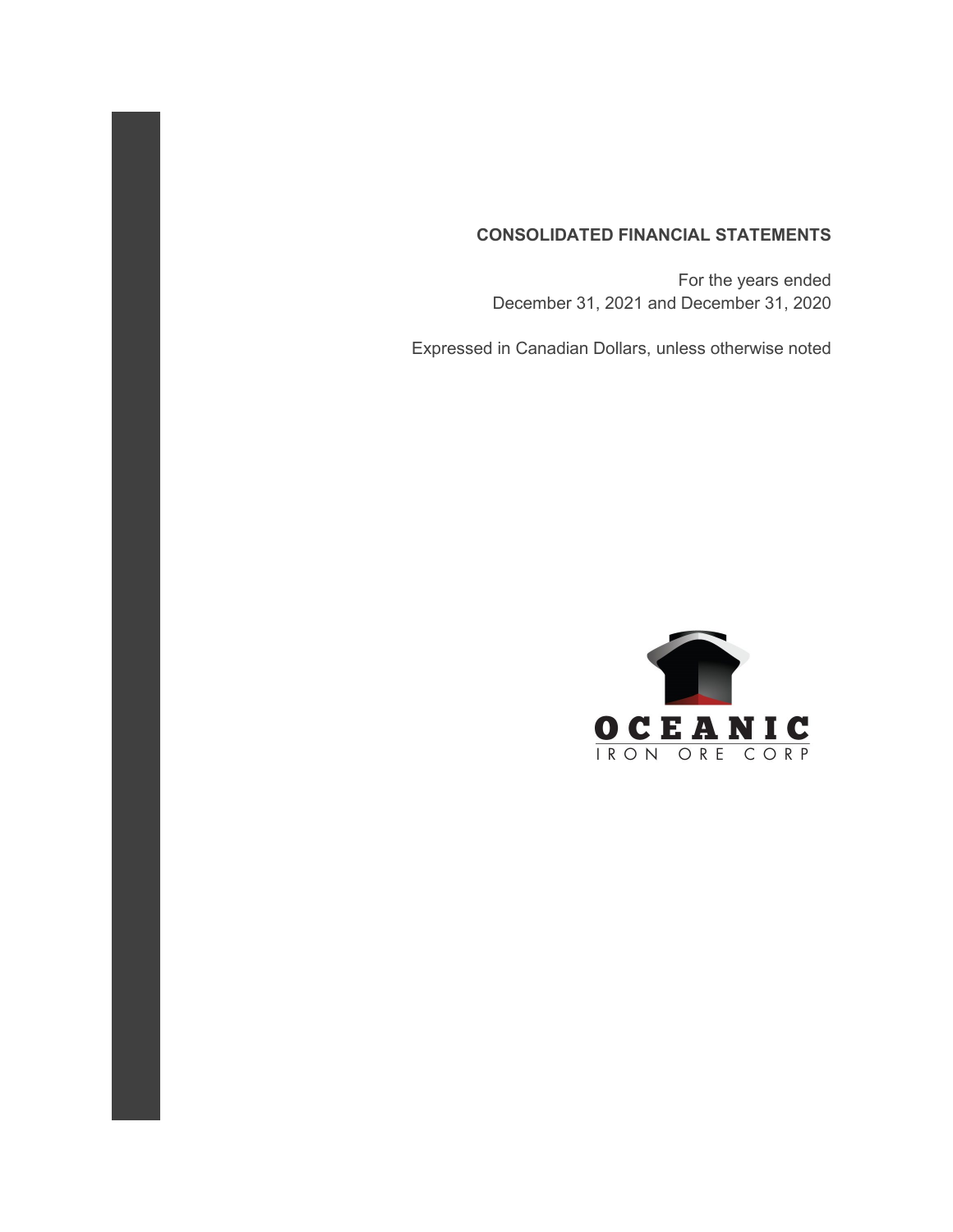# CONSOLIDATED FINANCIAL STATEMENTS

For the years ended
December 31, 2021 and December 31, 2020

Expressed in Canadian Dollars, unless otherwise noted

OCEANIC
IRON ORE CORP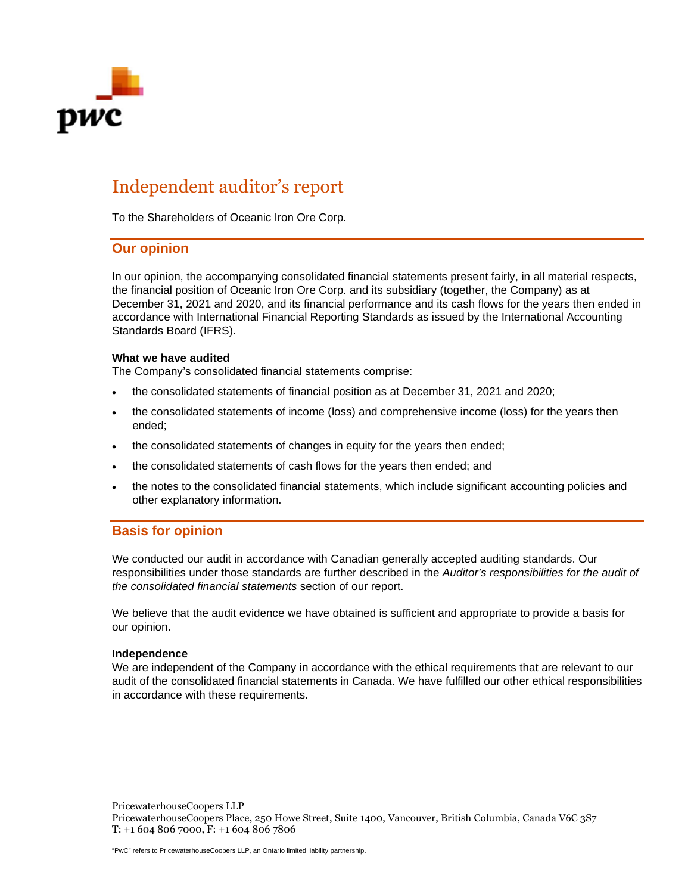# Independent auditor's report

To the Shareholders of Oceanic Iron Ore Corp.

## Our opinion

In our opinion, the accompanying consolidated financial statements present fairly, in all material respects, the financial position of Oceanic Iron Ore Corp. and its subsidiary (together, the Company) as at December 31, 2021 and 2020, and its financial performance and its cash flows for the years then ended in accordance with International Financial Reporting Standards as issued by the International Accounting Standards Board (IFRS).

**What we have audited**

The Company's consolidated financial statements comprise:

- the consolidated statements of financial position as at December 31, 2021 and 2020;
- the consolidated statements of income (loss) and comprehensive income (loss) for the years then ended;
- the consolidated statements of changes in equity for the years then ended;
- the consolidated statements of cash flows for the years then ended; and
- the notes to the consolidated financial statements, which include significant accounting policies and other explanatory information.

## Basis for opinion

We conducted our audit in accordance with Canadian generally accepted auditing standards. Our responsibilities under those standards are further described in the *Auditor's responsibilities for the audit of the consolidated financial statements* section of our report.

We believe that the audit evidence we have obtained is sufficient and appropriate to provide a basis for our opinion.

**Independence**

We are independent of the Company in accordance with the ethical requirements that are relevant to our audit of the consolidated financial statements in Canada. We have fulfilled our other ethical responsibilities in accordance with these requirements.

PricewaterhouseCoopers LLP
PricewaterhouseCoopers Place, 250 Howe Street, Suite 1400, Vancouver, British Columbia, Canada V6C 3S7
T: +1 604 806 7000, F: +1 604 806 7806

"PwC" refers to PricewaterhouseCoopers LLP, an Ontario limited liability partnership.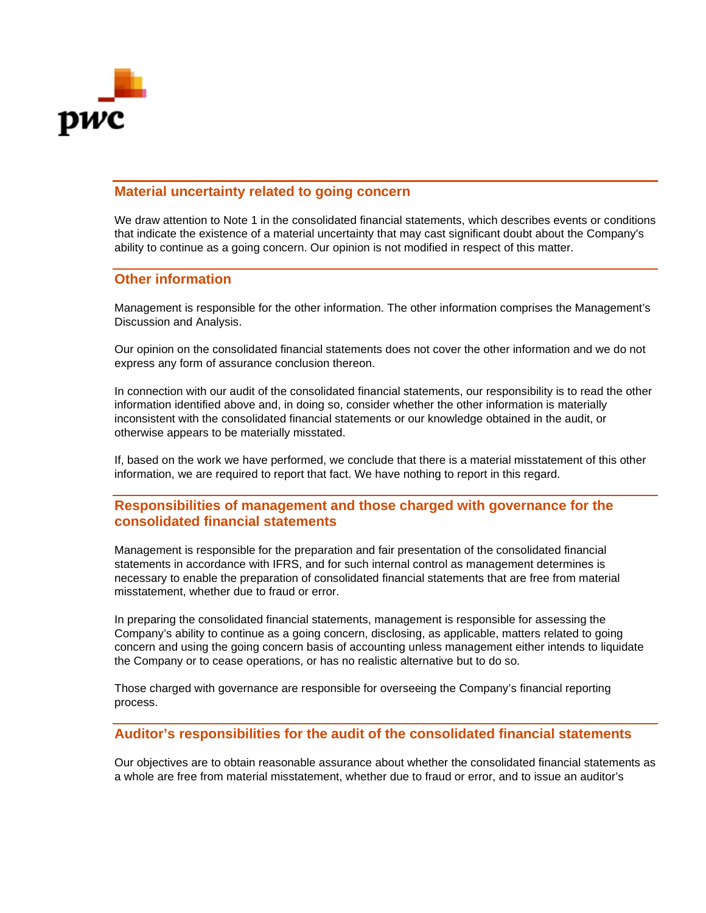## Material uncertainty related to going concern

We draw attention to Note 1 in the consolidated financial statements, which describes events or conditions that indicate the existence of a material uncertainty that may cast significant doubt about the Company's ability to continue as a going concern. Our opinion is not modified in respect of this matter.

## Other information

Management is responsible for the other information. The other information comprises the Management's Discussion and Analysis.

Our opinion on the consolidated financial statements does not cover the other information and we do not express any form of assurance conclusion thereon.

In connection with our audit of the consolidated financial statements, our responsibility is to read the other information identified above and, in doing so, consider whether the other information is materially inconsistent with the consolidated financial statements or our knowledge obtained in the audit, or otherwise appears to be materially misstated.

If, based on the work we have performed, we conclude that there is a material misstatement of this other information, we are required to report that fact. We have nothing to report in this regard.

## Responsibilities of management and those charged with governance for the consolidated financial statements

Management is responsible for the preparation and fair presentation of the consolidated financial statements in accordance with IFRS, and for such internal control as management determines is necessary to enable the preparation of consolidated financial statements that are free from material misstatement, whether due to fraud or error.

In preparing the consolidated financial statements, management is responsible for assessing the Company's ability to continue as a going concern, disclosing, as applicable, matters related to going concern and using the going concern basis of accounting unless management either intends to liquidate the Company or to cease operations, or has no realistic alternative but to do so.

Those charged with governance are responsible for overseeing the Company's financial reporting process.

## Auditor's responsibilities for the audit of the consolidated financial statements

Our objectives are to obtain reasonable assurance about whether the consolidated financial statements as a whole are free from material misstatement, whether due to fraud or error, and to issue an auditor's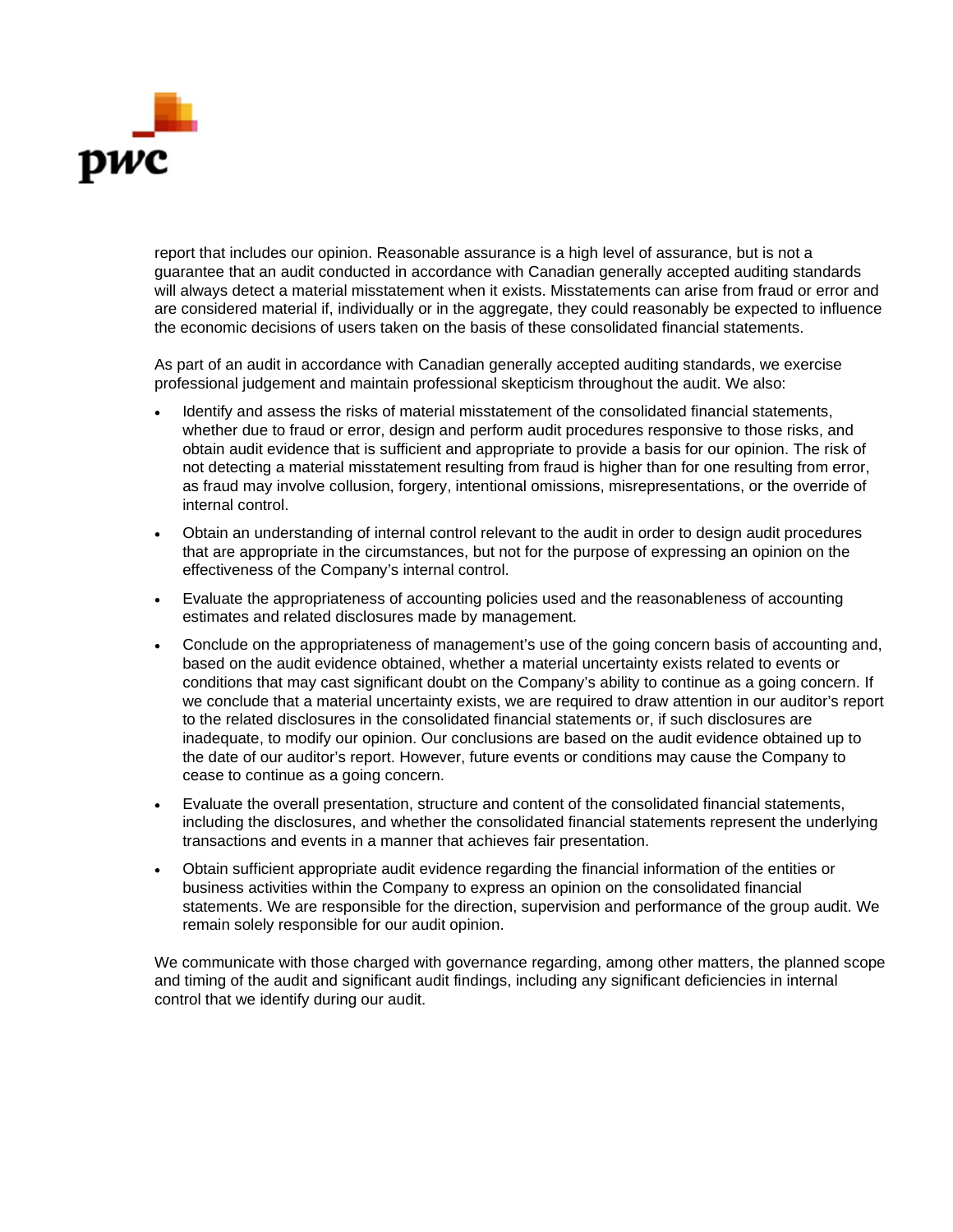report that includes our opinion. Reasonable assurance is a high level of assurance, but is not a guarantee that an audit conducted in accordance with Canadian generally accepted auditing standards will always detect a material misstatement when it exists. Misstatements can arise from fraud or error and are considered material if, individually or in the aggregate, they could reasonably be expected to influence the economic decisions of users taken on the basis of these consolidated financial statements.

As part of an audit in accordance with Canadian generally accepted auditing standards, we exercise professional judgement and maintain professional skepticism throughout the audit. We also:

- Identify and assess the risks of material misstatement of the consolidated financial statements, whether due to fraud or error, design and perform audit procedures responsive to those risks, and obtain audit evidence that is sufficient and appropriate to provide a basis for our opinion. The risk of not detecting a material misstatement resulting from fraud is higher than for one resulting from error, as fraud may involve collusion, forgery, intentional omissions, misrepresentations, or the override of internal control.
- Obtain an understanding of internal control relevant to the audit in order to design audit procedures that are appropriate in the circumstances, but not for the purpose of expressing an opinion on the effectiveness of the Company's internal control.
- Evaluate the appropriateness of accounting policies used and the reasonableness of accounting estimates and related disclosures made by management.
- Conclude on the appropriateness of management's use of the going concern basis of accounting and, based on the audit evidence obtained, whether a material uncertainty exists related to events or conditions that may cast significant doubt on the Company's ability to continue as a going concern. If we conclude that a material uncertainty exists, we are required to draw attention in our auditor's report to the related disclosures in the consolidated financial statements or, if such disclosures are inadequate, to modify our opinion. Our conclusions are based on the audit evidence obtained up to the date of our auditor's report. However, future events or conditions may cause the Company to cease to continue as a going concern.
- Evaluate the overall presentation, structure and content of the consolidated financial statements, including the disclosures, and whether the consolidated financial statements represent the underlying transactions and events in a manner that achieves fair presentation.
- Obtain sufficient appropriate audit evidence regarding the financial information of the entities or business activities within the Company to express an opinion on the consolidated financial statements. We are responsible for the direction, supervision and performance of the group audit. We remain solely responsible for our audit opinion.

We communicate with those charged with governance regarding, among other matters, the planned scope and timing of the audit and significant audit findings, including any significant deficiencies in internal control that we identify during our audit.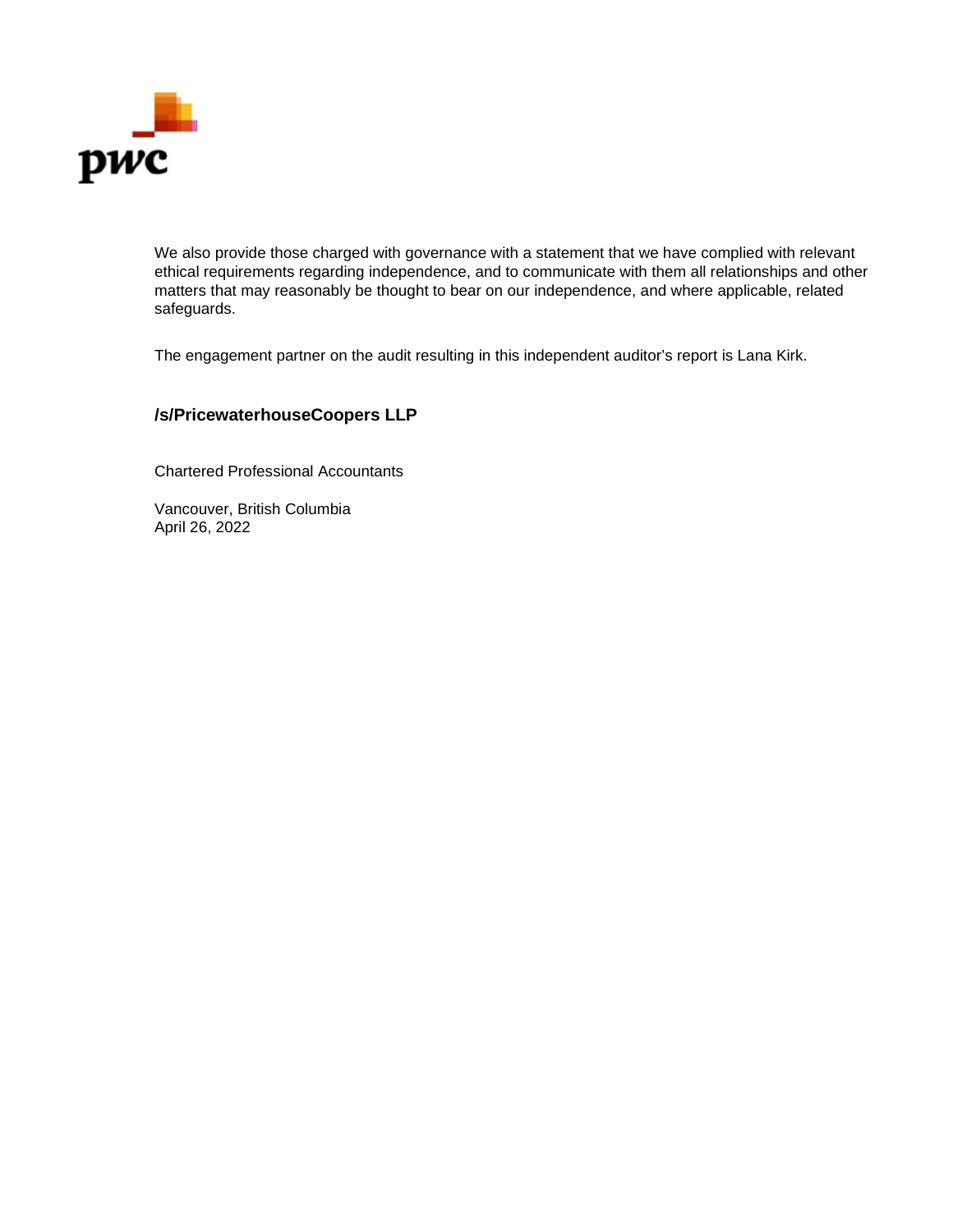We also provide those charged with governance with a statement that we have complied with relevant ethical requirements regarding independence, and to communicate with them all relationships and other matters that may reasonably be thought to bear on our independence, and where applicable, related safeguards.

The engagement partner on the audit resulting in this independent auditor's report is Lana Kirk.

**/s/PricewaterhouseCoopers LLP**

Chartered Professional Accountants

Vancouver, British Columbia
April 26, 2022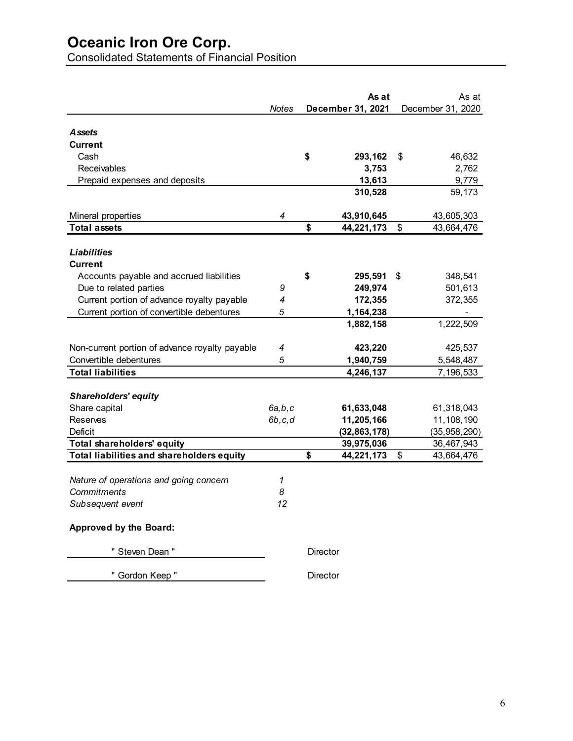# Oceanic Iron Ore Corp.

Consolidated Statements of Financial Position

| | Notes | As at December 31, 2021 | As at December 31, 2020 |
|---|---|---|---|
| ***Assets*** | | | |
| **Current** | | | |
| Cash | | **$ 293,162** | $ 46,632 |
| Receivables | | **3,753** | 2,762 |
| Prepaid expenses and deposits | | **13,613** | 9,779 |
| | | **310,528** | 59,173 |
| Mineral properties | *4* | **43,910,645** | 43,605,303 |
| **Total assets** | | **$ 44,221,173** | $ 43,664,476 |
| ***Liabilities*** | | | |
| **Current** | | | |
| Accounts payable and accrued liabilities | | **$ 295,591** | $ 348,541 |
| Due to related parties | *9* | **249,974** | 501,613 |
| Current portion of advance royalty payable | *4* | **172,355** | 372,355 |
| Current portion of convertible debentures | *5* | **1,164,238** | - |
| | | **1,882,158** | 1,222,509 |
| Non-current portion of advance royalty payable | *4* | **423,220** | 425,537 |
| Convertible debentures | *5* | **1,940,759** | 5,548,487 |
| **Total liabilities** | | **4,246,137** | 7,196,533 |
| ***Shareholders' equity*** | | | |
| Share capital | *6a,b,c* | **61,633,048** | 61,318,043 |
| Reserves | *6b,c,d* | **11,205,166** | 11,108,190 |
| Deficit | | **(32,863,178)** | (35,958,290) |
| **Total shareholders' equity** | | **39,975,036** | 36,467,943 |
| **Total liabilities and shareholders equity** | | **$ 44,221,173** | $ 43,664,476 |

| | |
|---|---|
| *Nature of operations and going concern* | *1* |
| *Commitments* | *8* |
| *Subsequent event* | *12* |

**Approved by the Board:**

" Steven Dean " Director

" Gordon Keep " Director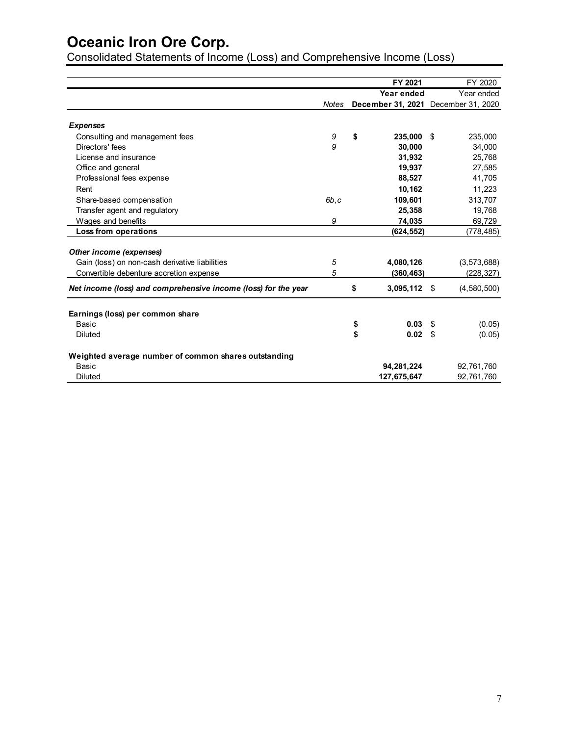# Oceanic Iron Ore Corp.

Consolidated Statements of Income (Loss) and Comprehensive Income (Loss)

| | | FY 2021 | FY 2020 |
|---|---|---|---|
| | | **Year ended** | Year ended |
| | Notes | **December 31, 2021** | December 31, 2020 |
| ***Expenses*** | | | |
| Consulting and management fees | 9 | **$ 235,000** | $ 235,000 |
| Directors' fees | 9 | **30,000** | 34,000 |
| License and insurance | | **31,932** | 25,768 |
| Office and general | | **19,937** | 27,585 |
| Professional fees expense | | **88,527** | 41,705 |
| Rent | | **10,162** | 11,223 |
| Share-based compensation | 6b,c | **109,601** | 313,707 |
| Transfer agent and regulatory | | **25,358** | 19,768 |
| Wages and benefits | 9 | **74,035** | 69,729 |
| **Loss from operations** | | **(624,552)** | (778,485) |
| ***Other income (expenses)*** | | | |
| Gain (loss) on non-cash derivative liabilities | 5 | **4,080,126** | (3,573,688) |
| Convertible debenture accretion expense | 5 | **(360,463)** | (228,327) |
| ***Net income (loss) and comprehensive income (loss) for the year*** | | **$ 3,095,112** | $ (4,580,500) |
| **Earnings (loss) per common share** | | | |
| Basic | | **$ 0.03** | $ (0.05) |
| Diluted | | **$ 0.02** | $ (0.05) |
| **Weighted average number of common shares outstanding** | | | |
| Basic | | **94,281,224** | 92,761,760 |
| Diluted | | **127,675,647** | 92,761,760 |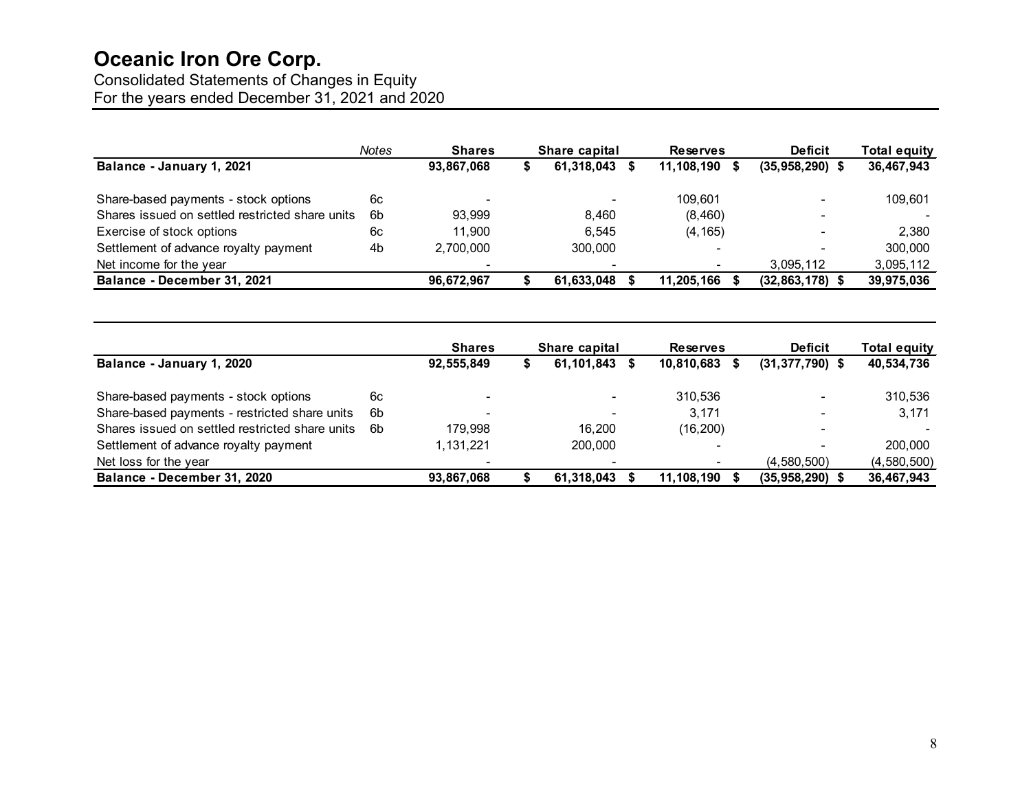# Oceanic Iron Ore Corp.

Consolidated Statements of Changes in Equity
For the years ended December 31, 2021 and 2020

| | *Notes* | Shares | Share capital | Reserves | Deficit | Total equity |
|---|---|---|---|---|---|---|
| **Balance - January 1, 2021** | | **93,867,068** | **$ 61,318,043** | **$ 11,108,190** | **$ (35,958,290)** | **$ 36,467,943** |
| Share-based payments - stock options | 6c | - | - | 109,601 | - | 109,601 |
| Shares issued on settled restricted share units | 6b | 93,999 | 8,460 | (8,460) | - | - |
| Exercise of stock options | 6c | 11,900 | 6,545 | (4,165) | - | 2,380 |
| Settlement of advance royalty payment | 4b | 2,700,000 | 300,000 | - | - | 300,000 |
| Net income for the year | | - | - | - | 3,095,112 | 3,095,112 |
| **Balance - December 31, 2021** | | **96,672,967** | **$ 61,633,048** | **$ 11,205,166** | **$ (32,863,178)** | **$ 39,975,036** |

| | | Shares | Share capital | Reserves | Deficit | Total equity |
|---|---|---|---|---|---|---|
| **Balance - January 1, 2020** | | **92,555,849** | **$ 61,101,843** | **$ 10,810,683** | **$ (31,377,790)** | **$ 40,534,736** |
| Share-based payments - stock options | 6c | - | - | 310,536 | - | 310,536 |
| Share-based payments - restricted share units | 6b | - | - | 3,171 | - | 3,171 |
| Shares issued on settled restricted share units | 6b | 179,998 | 16,200 | (16,200) | - | - |
| Settlement of advance royalty payment | | 1,131,221 | 200,000 | - | - | 200,000 |
| Net loss for the year | | - | - | - | (4,580,500) | (4,580,500) |
| **Balance - December 31, 2020** | | **93,867,068** | **$ 61,318,043** | **$ 11,108,190** | **$ (35,958,290)** | **$ 36,467,943** |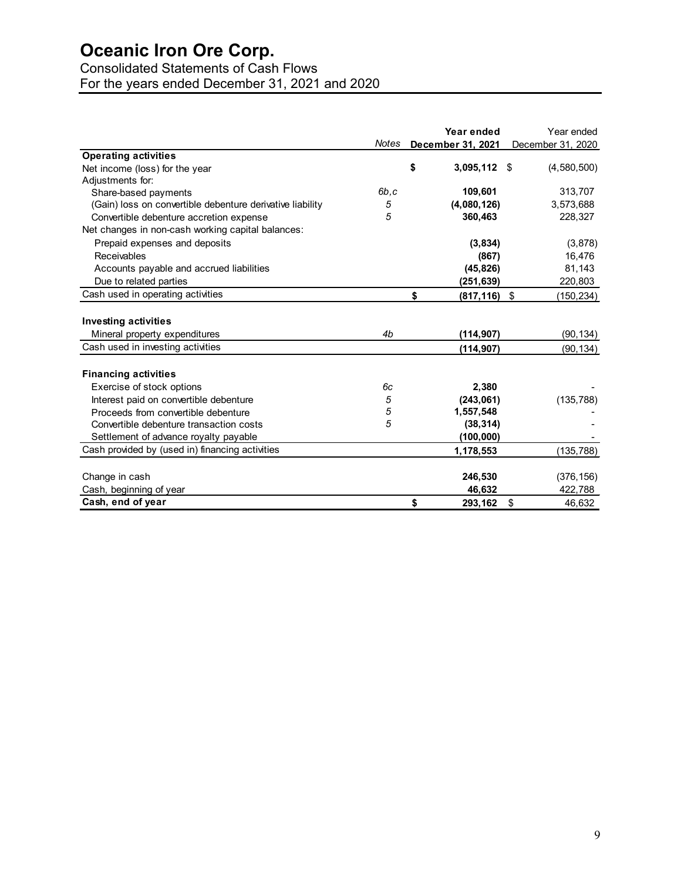# Oceanic Iron Ore Corp.

Consolidated Statements of Cash Flows
For the years ended December 31, 2021 and 2020

| | Notes | Year ended December 31, 2021 | Year ended December 31, 2020 |
|---|---|---|---|
| **Operating activities** | | | |
| Net income (loss) for the year | | **$ 3,095,112** | $ (4,580,500) |
| Adjustments for: | | | |
| Share-based payments | *6b,c* | **109,601** | 313,707 |
| (Gain) loss on convertible debenture derivative liability | *5* | **(4,080,126)** | 3,573,688 |
| Convertible debenture accretion expense | *5* | **360,463** | 228,327 |
| Net changes in non-cash working capital balances: | | | |
| Prepaid expenses and deposits | | **(3,834)** | (3,878) |
| Receivables | | **(867)** | 16,476 |
| Accounts payable and accrued liabilities | | **(45,826)** | 81,143 |
| Due to related parties | | **(251,639)** | 220,803 |
| Cash used in operating activities | | **$ (817,116)** | $ (150,234) |
| | | | |
| **Investing activities** | | | |
| Mineral property expenditures | *4b* | **(114,907)** | (90,134) |
| Cash used in investing activities | | **(114,907)** | (90,134) |
| | | | |
| **Financing activities** | | | |
| Exercise of stock options | *6c* | **2,380** | - |
| Interest paid on convertible debenture | *5* | **(243,061)** | (135,788) |
| Proceeds from convertible debenture | *5* | **1,557,548** | - |
| Convertible debenture transaction costs | *5* | **(38,314)** | - |
| Settlement of advance royalty payable | | **(100,000)** | - |
| Cash provided by (used in) financing activities | | **1,178,553** | (135,788) |
| | | | |
| Change in cash | | **246,530** | (376,156) |
| Cash, beginning of year | | **46,632** | 422,788 |
| **Cash, end of year** | | **$ 293,162** | $ 46,632 |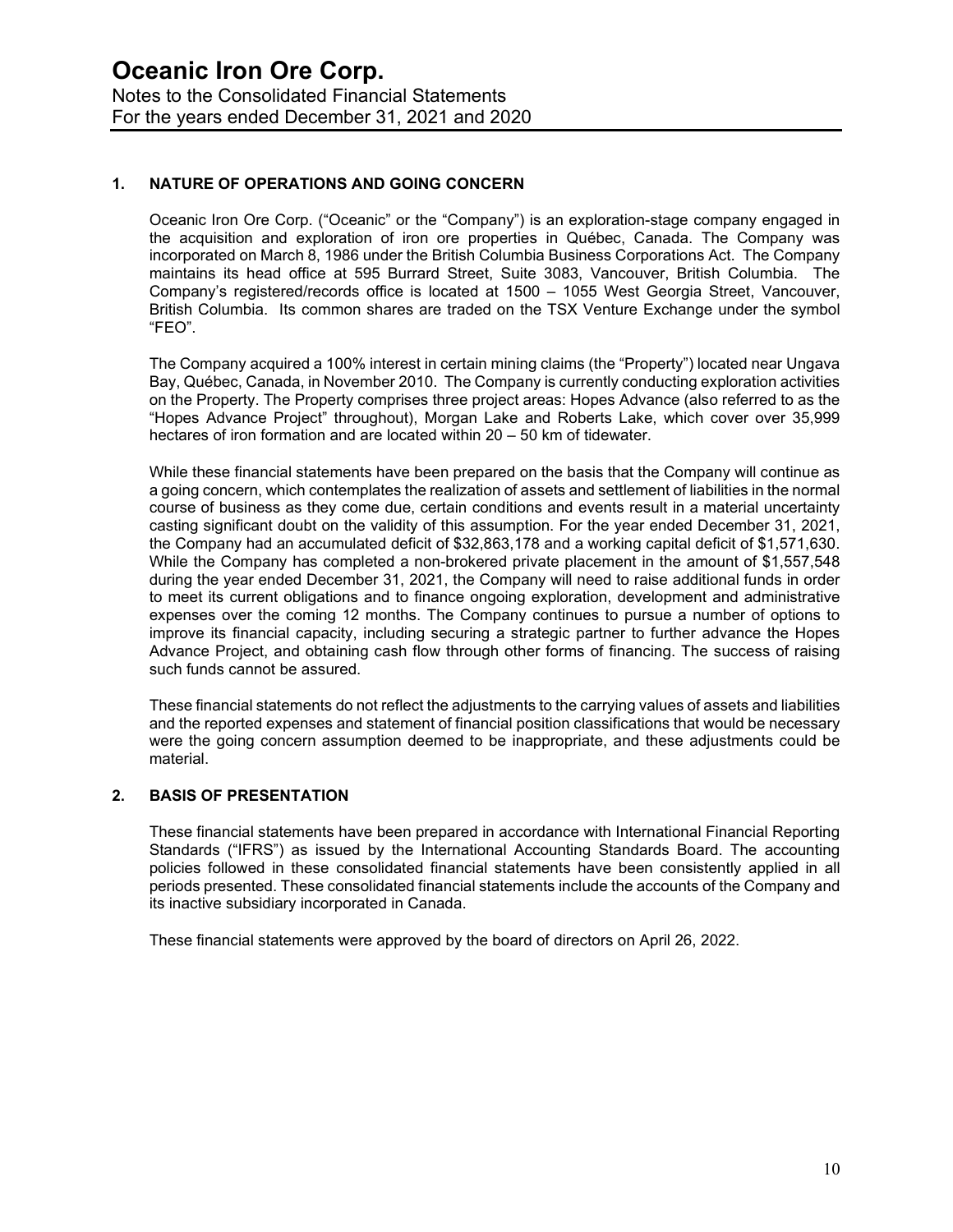## 1. NATURE OF OPERATIONS AND GOING CONCERN

Oceanic Iron Ore Corp. ("Oceanic" or the "Company") is an exploration-stage company engaged in the acquisition and exploration of iron ore properties in Québec, Canada. The Company was incorporated on March 8, 1986 under the British Columbia Business Corporations Act. The Company maintains its head office at 595 Burrard Street, Suite 3083, Vancouver, British Columbia. The Company's registered/records office is located at 1500 – 1055 West Georgia Street, Vancouver, British Columbia. Its common shares are traded on the TSX Venture Exchange under the symbol "FEO".

The Company acquired a 100% interest in certain mining claims (the "Property") located near Ungava Bay, Québec, Canada, in November 2010. The Company is currently conducting exploration activities on the Property. The Property comprises three project areas: Hopes Advance (also referred to as the "Hopes Advance Project" throughout), Morgan Lake and Roberts Lake, which cover over 35,999 hectares of iron formation and are located within 20 – 50 km of tidewater.

While these financial statements have been prepared on the basis that the Company will continue as a going concern, which contemplates the realization of assets and settlement of liabilities in the normal course of business as they come due, certain conditions and events result in a material uncertainty casting significant doubt on the validity of this assumption. For the year ended December 31, 2021, the Company had an accumulated deficit of $32,863,178 and a working capital deficit of $1,571,630. While the Company has completed a non-brokered private placement in the amount of $1,557,548 during the year ended December 31, 2021, the Company will need to raise additional funds in order to meet its current obligations and to finance ongoing exploration, development and administrative expenses over the coming 12 months. The Company continues to pursue a number of options to improve its financial capacity, including securing a strategic partner to further advance the Hopes Advance Project, and obtaining cash flow through other forms of financing. The success of raising such funds cannot be assured.

These financial statements do not reflect the adjustments to the carrying values of assets and liabilities and the reported expenses and statement of financial position classifications that would be necessary were the going concern assumption deemed to be inappropriate, and these adjustments could be material.

## 2. BASIS OF PRESENTATION

These financial statements have been prepared in accordance with International Financial Reporting Standards ("IFRS") as issued by the International Accounting Standards Board. The accounting policies followed in these consolidated financial statements have been consistently applied in all periods presented. These consolidated financial statements include the accounts of the Company and its inactive subsidiary incorporated in Canada.

These financial statements were approved by the board of directors on April 26, 2022.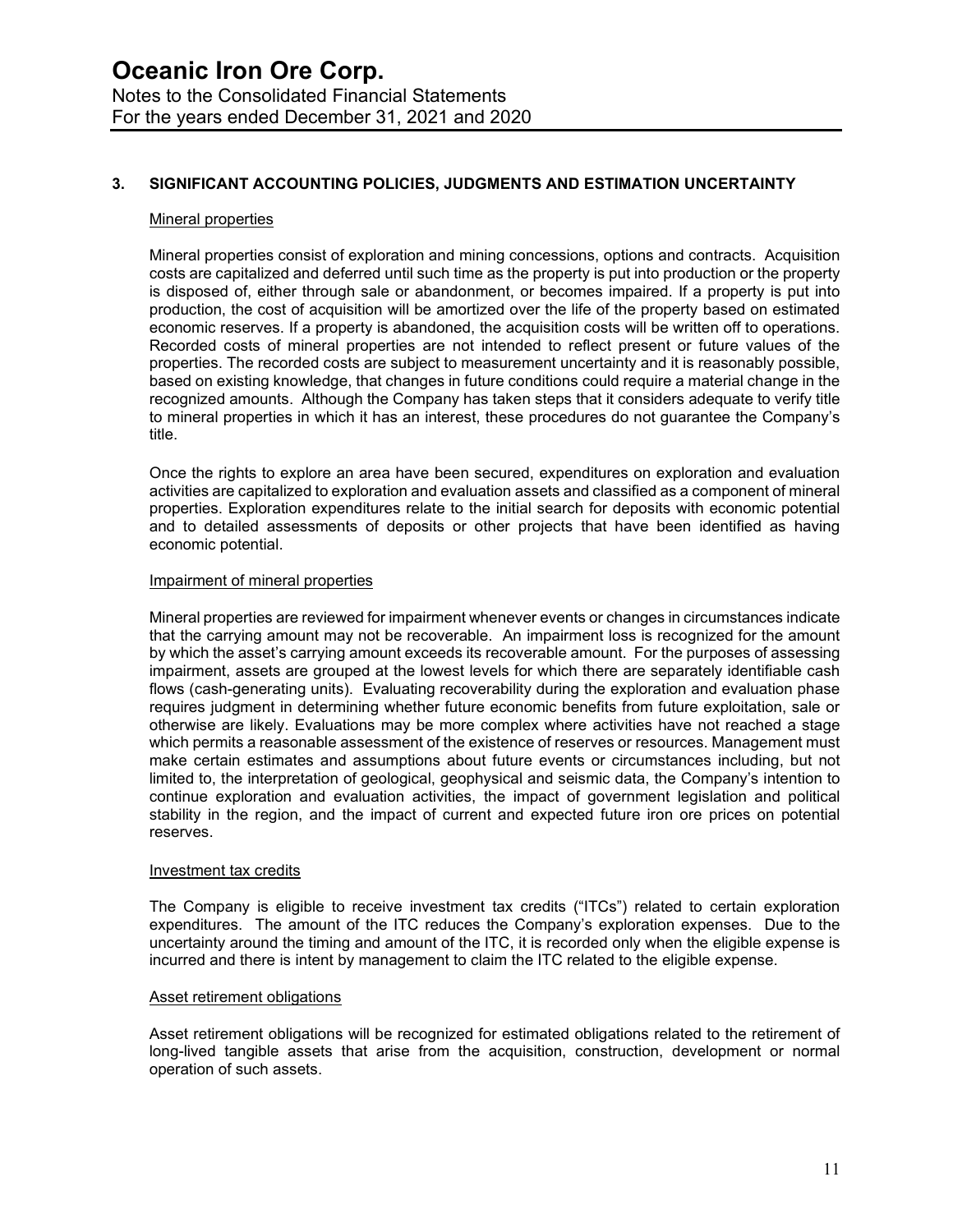## 3. SIGNIFICANT ACCOUNTING POLICIES, JUDGMENTS AND ESTIMATION UNCERTAINTY

### Mineral properties

Mineral properties consist of exploration and mining concessions, options and contracts. Acquisition costs are capitalized and deferred until such time as the property is put into production or the property is disposed of, either through sale or abandonment, or becomes impaired. If a property is put into production, the cost of acquisition will be amortized over the life of the property based on estimated economic reserves. If a property is abandoned, the acquisition costs will be written off to operations. Recorded costs of mineral properties are not intended to reflect present or future values of the properties. The recorded costs are subject to measurement uncertainty and it is reasonably possible, based on existing knowledge, that changes in future conditions could require a material change in the recognized amounts. Although the Company has taken steps that it considers adequate to verify title to mineral properties in which it has an interest, these procedures do not guarantee the Company's title.

Once the rights to explore an area have been secured, expenditures on exploration and evaluation activities are capitalized to exploration and evaluation assets and classified as a component of mineral properties. Exploration expenditures relate to the initial search for deposits with economic potential and to detailed assessments of deposits or other projects that have been identified as having economic potential.

### Impairment of mineral properties

Mineral properties are reviewed for impairment whenever events or changes in circumstances indicate that the carrying amount may not be recoverable. An impairment loss is recognized for the amount by which the asset's carrying amount exceeds its recoverable amount. For the purposes of assessing impairment, assets are grouped at the lowest levels for which there are separately identifiable cash flows (cash-generating units). Evaluating recoverability during the exploration and evaluation phase requires judgment in determining whether future economic benefits from future exploitation, sale or otherwise are likely. Evaluations may be more complex where activities have not reached a stage which permits a reasonable assessment of the existence of reserves or resources. Management must make certain estimates and assumptions about future events or circumstances including, but not limited to, the interpretation of geological, geophysical and seismic data, the Company's intention to continue exploration and evaluation activities, the impact of government legislation and political stability in the region, and the impact of current and expected future iron ore prices on potential reserves.

### Investment tax credits

The Company is eligible to receive investment tax credits ("ITCs") related to certain exploration expenditures. The amount of the ITC reduces the Company's exploration expenses. Due to the uncertainty around the timing and amount of the ITC, it is recorded only when the eligible expense is incurred and there is intent by management to claim the ITC related to the eligible expense.

### Asset retirement obligations

Asset retirement obligations will be recognized for estimated obligations related to the retirement of long-lived tangible assets that arise from the acquisition, construction, development or normal operation of such assets.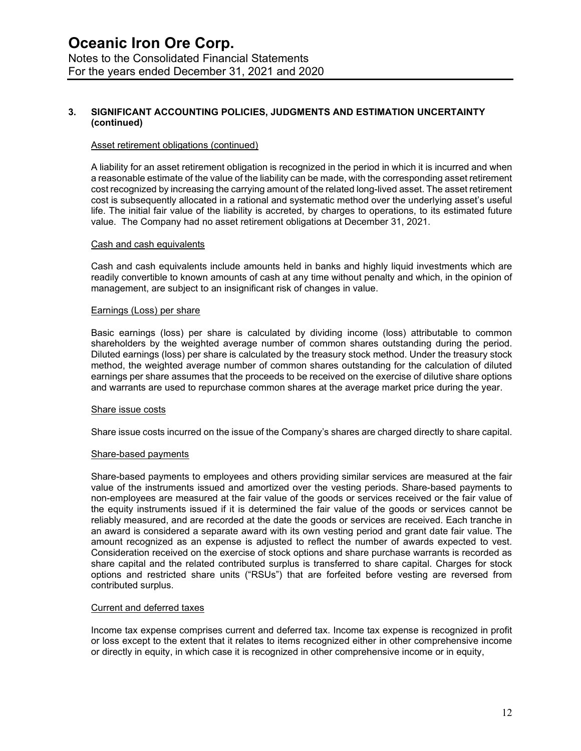## 3. SIGNIFICANT ACCOUNTING POLICIES, JUDGMENTS AND ESTIMATION UNCERTAINTY (continued)

### Asset retirement obligations (continued)

A liability for an asset retirement obligation is recognized in the period in which it is incurred and when a reasonable estimate of the value of the liability can be made, with the corresponding asset retirement cost recognized by increasing the carrying amount of the related long-lived asset. The asset retirement cost is subsequently allocated in a rational and systematic method over the underlying asset's useful life. The initial fair value of the liability is accreted, by charges to operations, to its estimated future value. The Company had no asset retirement obligations at December 31, 2021.

### Cash and cash equivalents

Cash and cash equivalents include amounts held in banks and highly liquid investments which are readily convertible to known amounts of cash at any time without penalty and which, in the opinion of management, are subject to an insignificant risk of changes in value.

### Earnings (Loss) per share

Basic earnings (loss) per share is calculated by dividing income (loss) attributable to common shareholders by the weighted average number of common shares outstanding during the period. Diluted earnings (loss) per share is calculated by the treasury stock method. Under the treasury stock method, the weighted average number of common shares outstanding for the calculation of diluted earnings per share assumes that the proceeds to be received on the exercise of dilutive share options and warrants are used to repurchase common shares at the average market price during the year.

### Share issue costs

Share issue costs incurred on the issue of the Company's shares are charged directly to share capital.

### Share-based payments

Share-based payments to employees and others providing similar services are measured at the fair value of the instruments issued and amortized over the vesting periods. Share-based payments to non-employees are measured at the fair value of the goods or services received or the fair value of the equity instruments issued if it is determined the fair value of the goods or services cannot be reliably measured, and are recorded at the date the goods or services are received. Each tranche in an award is considered a separate award with its own vesting period and grant date fair value. The amount recognized as an expense is adjusted to reflect the number of awards expected to vest. Consideration received on the exercise of stock options and share purchase warrants is recorded as share capital and the related contributed surplus is transferred to share capital. Charges for stock options and restricted share units ("RSUs") that are forfeited before vesting are reversed from contributed surplus.

### Current and deferred taxes

Income tax expense comprises current and deferred tax. Income tax expense is recognized in profit or loss except to the extent that it relates to items recognized either in other comprehensive income or directly in equity, in which case it is recognized in other comprehensive income or in equity,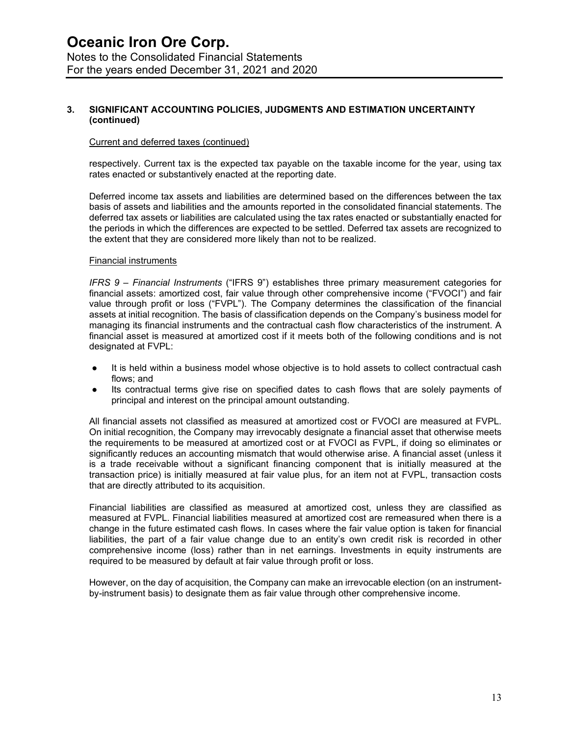## 3. SIGNIFICANT ACCOUNTING POLICIES, JUDGMENTS AND ESTIMATION UNCERTAINTY (continued)

Current and deferred taxes (continued)

respectively. Current tax is the expected tax payable on the taxable income for the year, using tax rates enacted or substantively enacted at the reporting date.

Deferred income tax assets and liabilities are determined based on the differences between the tax basis of assets and liabilities and the amounts reported in the consolidated financial statements. The deferred tax assets or liabilities are calculated using the tax rates enacted or substantially enacted for the periods in which the differences are expected to be settled. Deferred tax assets are recognized to the extent that they are considered more likely than not to be realized.

Financial instruments

*IFRS 9 – Financial Instruments* ("IFRS 9") establishes three primary measurement categories for financial assets: amortized cost, fair value through other comprehensive income ("FVOCI") and fair value through profit or loss ("FVPL"). The Company determines the classification of the financial assets at initial recognition. The basis of classification depends on the Company's business model for managing its financial instruments and the contractual cash flow characteristics of the instrument. A financial asset is measured at amortized cost if it meets both of the following conditions and is not designated at FVPL:

- It is held within a business model whose objective is to hold assets to collect contractual cash flows; and
- Its contractual terms give rise on specified dates to cash flows that are solely payments of principal and interest on the principal amount outstanding.

All financial assets not classified as measured at amortized cost or FVOCI are measured at FVPL. On initial recognition, the Company may irrevocably designate a financial asset that otherwise meets the requirements to be measured at amortized cost or at FVOCI as FVPL, if doing so eliminates or significantly reduces an accounting mismatch that would otherwise arise. A financial asset (unless it is a trade receivable without a significant financing component that is initially measured at the transaction price) is initially measured at fair value plus, for an item not at FVPL, transaction costs that are directly attributed to its acquisition.

Financial liabilities are classified as measured at amortized cost, unless they are classified as measured at FVPL. Financial liabilities measured at amortized cost are remeasured when there is a change in the future estimated cash flows. In cases where the fair value option is taken for financial liabilities, the part of a fair value change due to an entity's own credit risk is recorded in other comprehensive income (loss) rather than in net earnings. Investments in equity instruments are required to be measured by default at fair value through profit or loss.

However, on the day of acquisition, the Company can make an irrevocable election (on an instrument-by-instrument basis) to designate them as fair value through other comprehensive income.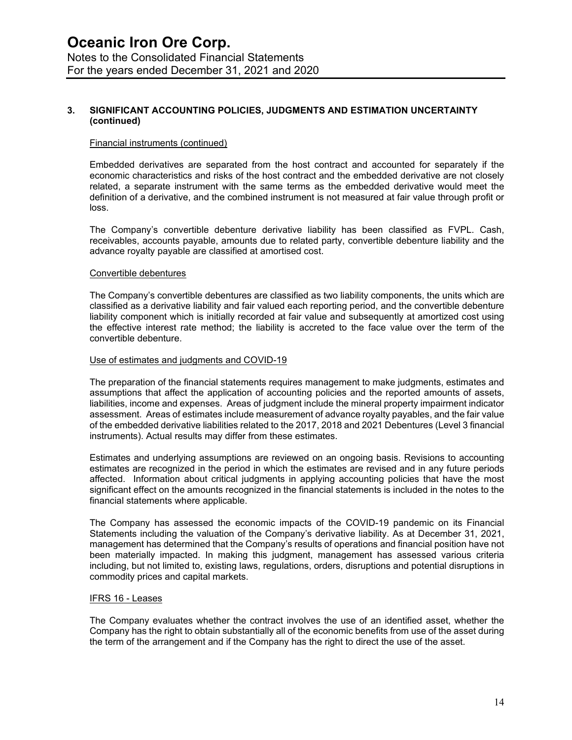### 3. SIGNIFICANT ACCOUNTING POLICIES, JUDGMENTS AND ESTIMATION UNCERTAINTY (continued)

Financial instruments (continued)

Embedded derivatives are separated from the host contract and accounted for separately if the economic characteristics and risks of the host contract and the embedded derivative are not closely related, a separate instrument with the same terms as the embedded derivative would meet the definition of a derivative, and the combined instrument is not measured at fair value through profit or loss.

The Company's convertible debenture derivative liability has been classified as FVPL. Cash, receivables, accounts payable, amounts due to related party, convertible debenture liability and the advance royalty payable are classified at amortised cost.

Convertible debentures

The Company's convertible debentures are classified as two liability components, the units which are classified as a derivative liability and fair valued each reporting period, and the convertible debenture liability component which is initially recorded at fair value and subsequently at amortized cost using the effective interest rate method; the liability is accreted to the face value over the term of the convertible debenture.

Use of estimates and judgments and COVID-19

The preparation of the financial statements requires management to make judgments, estimates and assumptions that affect the application of accounting policies and the reported amounts of assets, liabilities, income and expenses. Areas of judgment include the mineral property impairment indicator assessment. Areas of estimates include measurement of advance royalty payables, and the fair value of the embedded derivative liabilities related to the 2017, 2018 and 2021 Debentures (Level 3 financial instruments). Actual results may differ from these estimates.

Estimates and underlying assumptions are reviewed on an ongoing basis. Revisions to accounting estimates are recognized in the period in which the estimates are revised and in any future periods affected. Information about critical judgments in applying accounting policies that have the most significant effect on the amounts recognized in the financial statements is included in the notes to the financial statements where applicable.

The Company has assessed the economic impacts of the COVID-19 pandemic on its Financial Statements including the valuation of the Company's derivative liability. As at December 31, 2021, management has determined that the Company's results of operations and financial position have not been materially impacted. In making this judgment, management has assessed various criteria including, but not limited to, existing laws, regulations, orders, disruptions and potential disruptions in commodity prices and capital markets.

IFRS 16 - Leases

The Company evaluates whether the contract involves the use of an identified asset, whether the Company has the right to obtain substantially all of the economic benefits from use of the asset during the term of the arrangement and if the Company has the right to direct the use of the asset.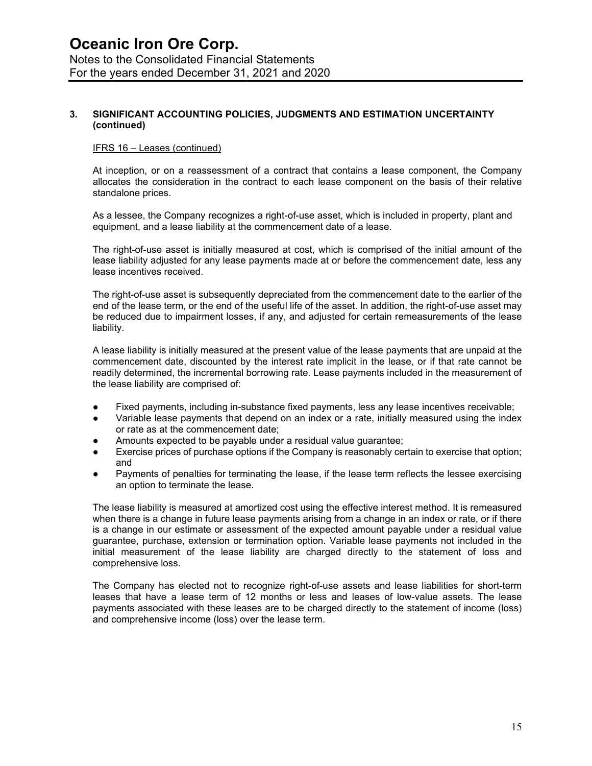### 3. SIGNIFICANT ACCOUNTING POLICIES, JUDGMENTS AND ESTIMATION UNCERTAINTY (continued)

IFRS 16 – Leases (continued)

At inception, or on a reassessment of a contract that contains a lease component, the Company allocates the consideration in the contract to each lease component on the basis of their relative standalone prices.

As a lessee, the Company recognizes a right-of-use asset, which is included in property, plant and equipment, and a lease liability at the commencement date of a lease.

The right-of-use asset is initially measured at cost, which is comprised of the initial amount of the lease liability adjusted for any lease payments made at or before the commencement date, less any lease incentives received.

The right-of-use asset is subsequently depreciated from the commencement date to the earlier of the end of the lease term, or the end of the useful life of the asset. In addition, the right-of-use asset may be reduced due to impairment losses, if any, and adjusted for certain remeasurements of the lease liability.

A lease liability is initially measured at the present value of the lease payments that are unpaid at the commencement date, discounted by the interest rate implicit in the lease, or if that rate cannot be readily determined, the incremental borrowing rate. Lease payments included in the measurement of the lease liability are comprised of:

- Fixed payments, including in-substance fixed payments, less any lease incentives receivable;
- Variable lease payments that depend on an index or a rate, initially measured using the index or rate as at the commencement date;
- Amounts expected to be payable under a residual value guarantee;
- Exercise prices of purchase options if the Company is reasonably certain to exercise that option; and
- Payments of penalties for terminating the lease, if the lease term reflects the lessee exercising an option to terminate the lease.

The lease liability is measured at amortized cost using the effective interest method. It is remeasured when there is a change in future lease payments arising from a change in an index or rate, or if there is a change in our estimate or assessment of the expected amount payable under a residual value guarantee, purchase, extension or termination option. Variable lease payments not included in the initial measurement of the lease liability are charged directly to the statement of loss and comprehensive loss.

The Company has elected not to recognize right-of-use assets and lease liabilities for short-term leases that have a lease term of 12 months or less and leases of low-value assets. The lease payments associated with these leases are to be charged directly to the statement of income (loss) and comprehensive income (loss) over the lease term.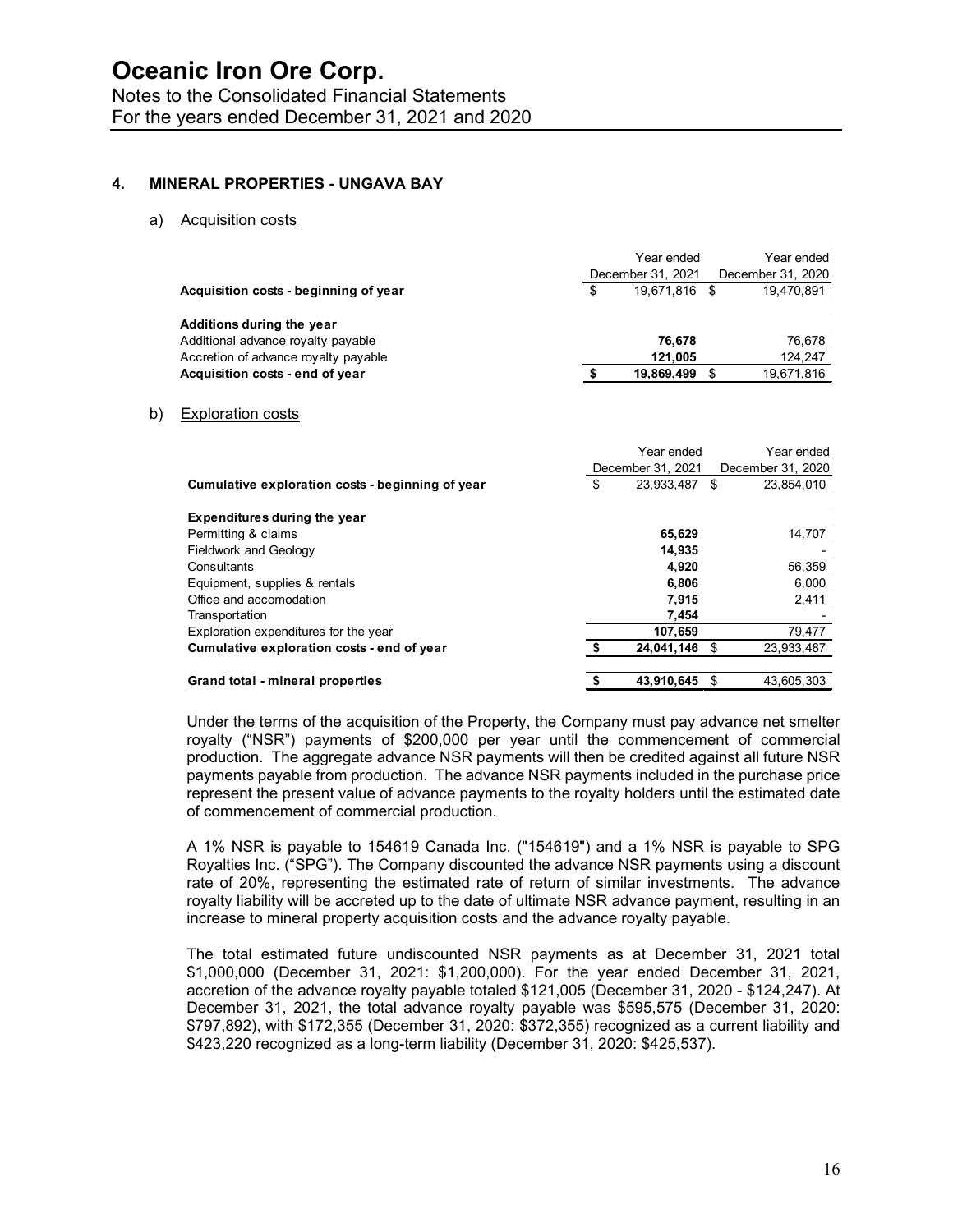## 4. MINERAL PROPERTIES - UNGAVA BAY

### a) Acquisition costs

| | Year ended December 31, 2021 | Year ended December 31, 2020 |
|---|---|---|
| **Acquisition costs - beginning of year** | $ 19,671,816 | $ 19,470,891 |
| **Additions during the year** | | |
| Additional advance royalty payable | **76,678** | 76,678 |
| Accretion of advance royalty payable | **121,005** | 124,247 |
| **Acquisition costs - end of year** | **$ 19,869,499** | $ 19,671,816 |

### b) Exploration costs

| | Year ended December 31, 2021 | Year ended December 31, 2020 |
|---|---|---|
| **Cumulative exploration costs - beginning of year** | $ 23,933,487 | $ 23,854,010 |
| **Expenditures during the year** | | |
| Permitting & claims | **65,629** | 14,707 |
| Fieldwork and Geology | **14,935** | - |
| Consultants | **4,920** | 56,359 |
| Equipment, supplies & rentals | **6,806** | 6,000 |
| Office and accomodation | **7,915** | 2,411 |
| Transportation | **7,454** | - |
| Exploration expenditures for the year | **107,659** | 79,477 |
| **Cumulative exploration costs - end of year** | **$ 24,041,146** | $ 23,933,487 |
| **Grand total - mineral properties** | **$ 43,910,645** | $ 43,605,303 |

Under the terms of the acquisition of the Property, the Company must pay advance net smelter royalty ("NSR") payments of $200,000 per year until the commencement of commercial production. The aggregate advance NSR payments will then be credited against all future NSR payments payable from production. The advance NSR payments included in the purchase price represent the present value of advance payments to the royalty holders until the estimated date of commencement of commercial production.

A 1% NSR is payable to 154619 Canada Inc. ("154619") and a 1% NSR is payable to SPG Royalties Inc. ("SPG"). The Company discounted the advance NSR payments using a discount rate of 20%, representing the estimated rate of return of similar investments. The advance royalty liability will be accreted up to the date of ultimate NSR advance payment, resulting in an increase to mineral property acquisition costs and the advance royalty payable.

The total estimated future undiscounted NSR payments as at December 31, 2021 total $1,000,000 (December 31, 2021: $1,200,000). For the year ended December 31, 2021, accretion of the advance royalty payable totaled $121,005 (December 31, 2020 - $124,247). At December 31, 2021, the total advance royalty payable was $595,575 (December 31, 2020: $797,892), with $172,355 (December 31, 2020: $372,355) recognized as a current liability and $423,220 recognized as a long-term liability (December 31, 2020: $425,537).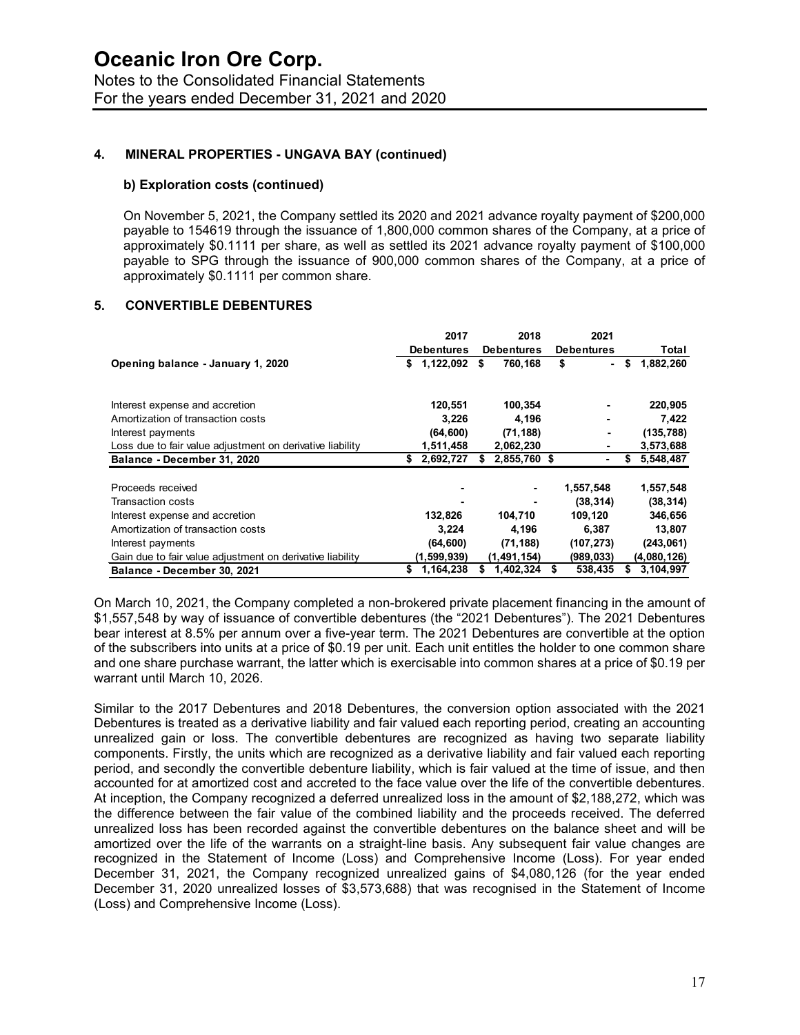## 4. MINERAL PROPERTIES - UNGAVA BAY (continued)

### b) Exploration costs (continued)

On November 5, 2021, the Company settled its 2020 and 2021 advance royalty payment of $200,000 payable to 154619 through the issuance of 1,800,000 common shares of the Company, at a price of approximately $0.1111 per share, as well as settled its 2021 advance royalty payment of $100,000 payable to SPG through the issuance of 900,000 common shares of the Company, at a price of approximately $0.1111 per common share.

## 5. CONVERTIBLE DEBENTURES

| | 2017 Debentures | 2018 Debentures | 2021 Debentures | Total |
|---|---|---|---|---|
| **Opening balance - January 1, 2020** | $ 1,122,092 | $ 760,168 | $ - | $ 1,882,260 |
| Interest expense and accretion | 120,551 | 100,354 | - | 220,905 |
| Amortization of transaction costs | 3,226 | 4,196 | - | 7,422 |
| Interest payments | (64,600) | (71,188) | - | (135,788) |
| Loss due to fair value adjustment on derivative liability | 1,511,458 | 2,062,230 | - | 3,573,688 |
| **Balance - December 31, 2020** | $ 2,692,727 | $ 2,855,760 | $ - | $ 5,548,487 |
| Proceeds received | - | - | 1,557,548 | 1,557,548 |
| Transaction costs | - | - | (38,314) | (38,314) |
| Interest expense and accretion | 132,826 | 104,710 | 109,120 | 346,656 |
| Amortization of transaction costs | 3,224 | 4,196 | 6,387 | 13,807 |
| Interest payments | (64,600) | (71,188) | (107,273) | (243,061) |
| Gain due to fair value adjustment on derivative liability | (1,599,939) | (1,491,154) | (989,033) | (4,080,126) |
| **Balance - December 30, 2021** | $ 1,164,238 | $ 1,402,324 | $ 538,435 | $ 3,104,997 |

On March 10, 2021, the Company completed a non-brokered private placement financing in the amount of $1,557,548 by way of issuance of convertible debentures (the "2021 Debentures"). The 2021 Debentures bear interest at 8.5% per annum over a five-year term. The 2021 Debentures are convertible at the option of the subscribers into units at a price of $0.19 per unit. Each unit entitles the holder to one common share and one share purchase warrant, the latter which is exercisable into common shares at a price of $0.19 per warrant until March 10, 2026.

Similar to the 2017 Debentures and 2018 Debentures, the conversion option associated with the 2021 Debentures is treated as a derivative liability and fair valued each reporting period, creating an accounting unrealized gain or loss. The convertible debentures are recognized as having two separate liability components. Firstly, the units which are recognized as a derivative liability and fair valued each reporting period, and secondly the convertible debenture liability, which is fair valued at the time of issue, and then accounted for at amortized cost and accreted to the face value over the life of the convertible debentures. At inception, the Company recognized a deferred unrealized loss in the amount of $2,188,272, which was the difference between the fair value of the combined liability and the proceeds received. The deferred unrealized loss has been recorded against the convertible debentures on the balance sheet and will be amortized over the life of the warrants on a straight-line basis. Any subsequent fair value changes are recognized in the Statement of Income (Loss) and Comprehensive Income (Loss). For year ended December 31, 2021, the Company recognized unrealized gains of $4,080,126 (for the year ended December 31, 2020 unrealized losses of $3,573,688) that was recognised in the Statement of Income (Loss) and Comprehensive Income (Loss).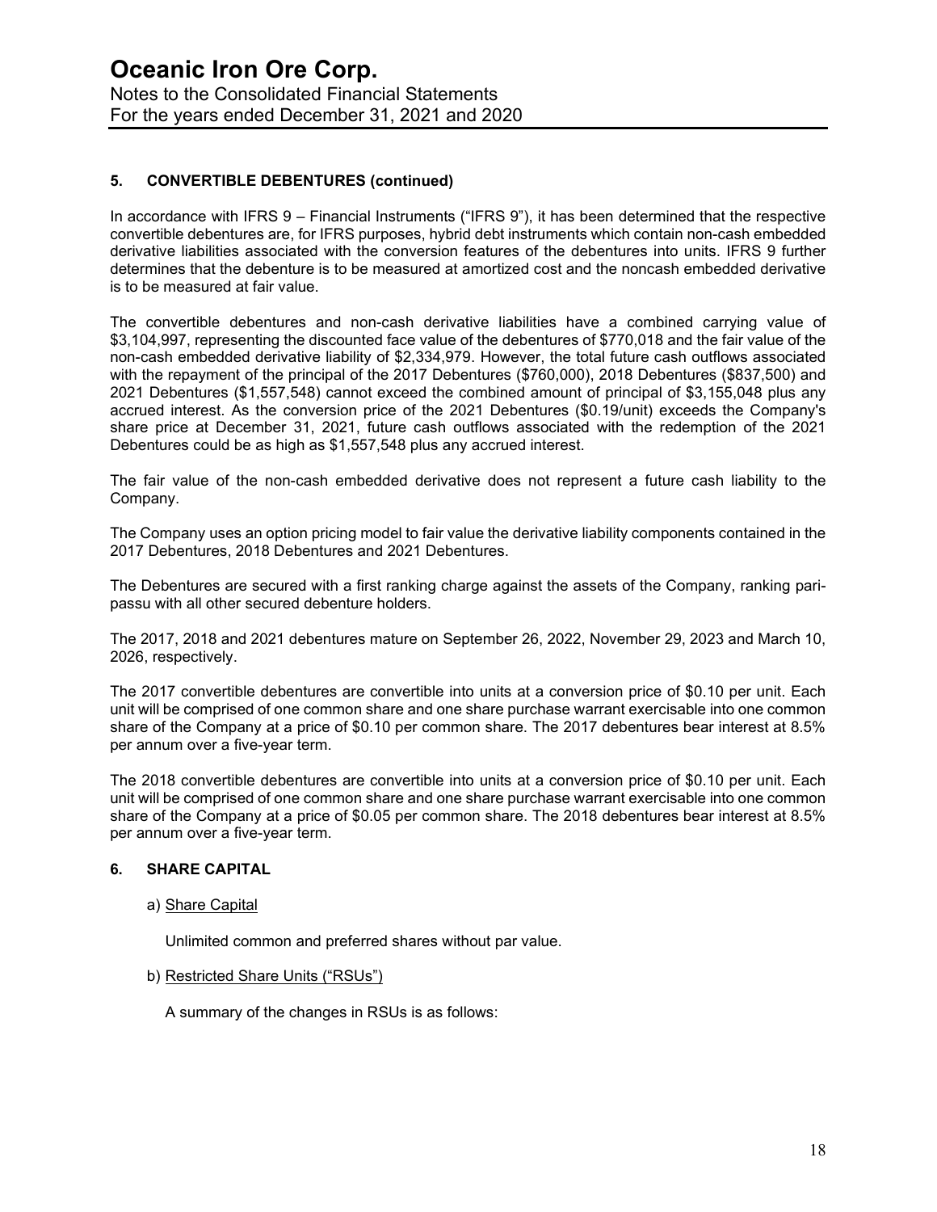## 5. CONVERTIBLE DEBENTURES (continued)

In accordance with IFRS 9 – Financial Instruments ("IFRS 9"), it has been determined that the respective convertible debentures are, for IFRS purposes, hybrid debt instruments which contain non-cash embedded derivative liabilities associated with the conversion features of the debentures into units. IFRS 9 further determines that the debenture is to be measured at amortized cost and the noncash embedded derivative is to be measured at fair value.

The convertible debentures and non-cash derivative liabilities have a combined carrying value of $3,104,997, representing the discounted face value of the debentures of $770,018 and the fair value of the non-cash embedded derivative liability of $2,334,979. However, the total future cash outflows associated with the repayment of the principal of the 2017 Debentures ($760,000), 2018 Debentures ($837,500) and 2021 Debentures ($1,557,548) cannot exceed the combined amount of principal of $3,155,048 plus any accrued interest. As the conversion price of the 2021 Debentures ($0.19/unit) exceeds the Company's share price at December 31, 2021, future cash outflows associated with the redemption of the 2021 Debentures could be as high as $1,557,548 plus any accrued interest.

The fair value of the non-cash embedded derivative does not represent a future cash liability to the Company.

The Company uses an option pricing model to fair value the derivative liability components contained in the 2017 Debentures, 2018 Debentures and 2021 Debentures.

The Debentures are secured with a first ranking charge against the assets of the Company, ranking pari-passu with all other secured debenture holders.

The 2017, 2018 and 2021 debentures mature on September 26, 2022, November 29, 2023 and March 10, 2026, respectively.

The 2017 convertible debentures are convertible into units at a conversion price of $0.10 per unit. Each unit will be comprised of one common share and one share purchase warrant exercisable into one common share of the Company at a price of $0.10 per common share. The 2017 debentures bear interest at 8.5% per annum over a five-year term.

The 2018 convertible debentures are convertible into units at a conversion price of $0.10 per unit. Each unit will be comprised of one common share and one share purchase warrant exercisable into one common share of the Company at a price of $0.05 per common share. The 2018 debentures bear interest at 8.5% per annum over a five-year term.

## 6. SHARE CAPITAL

a) Share Capital

Unlimited common and preferred shares without par value.

b) Restricted Share Units ("RSUs")

A summary of the changes in RSUs is as follows: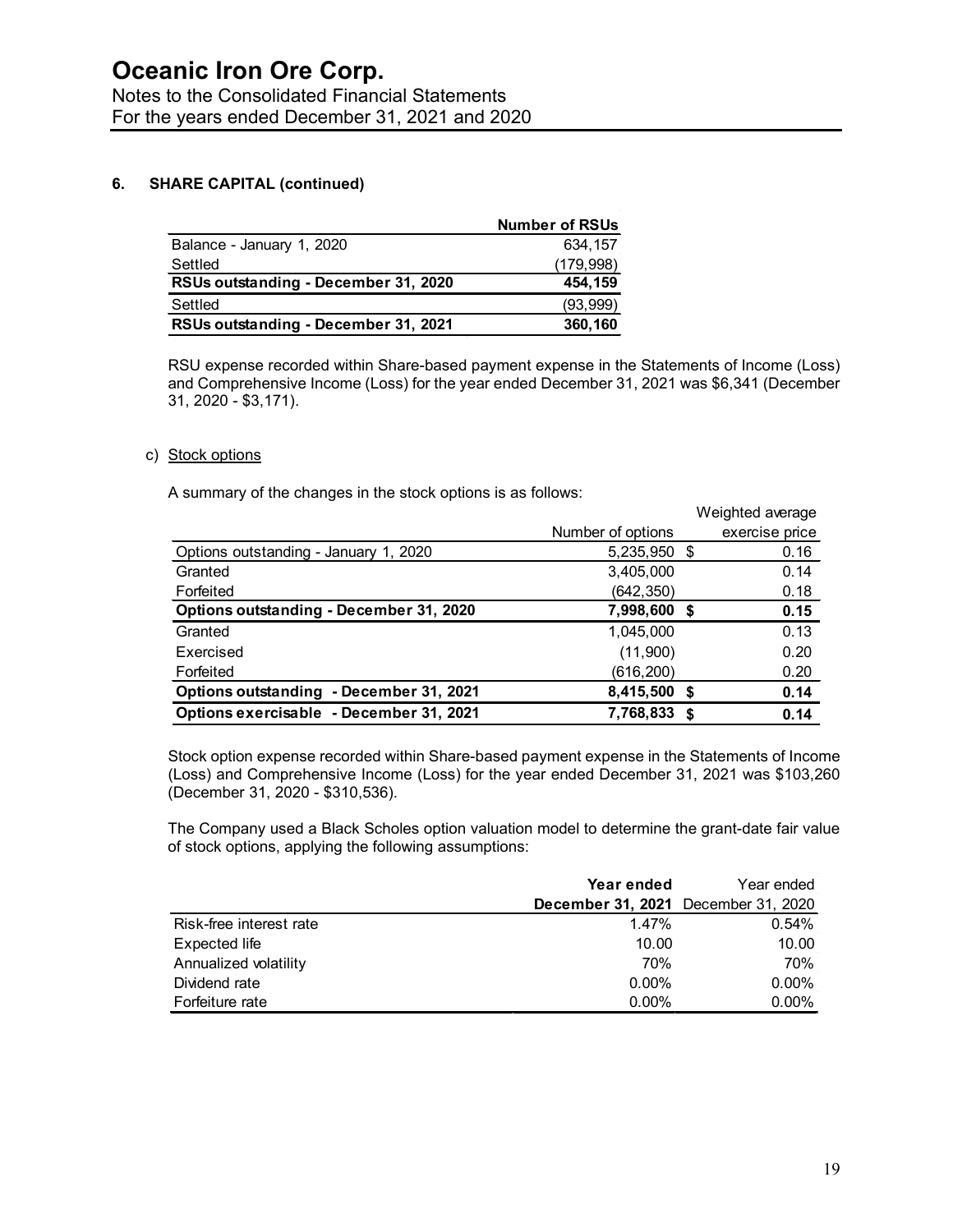### 6. SHARE CAPITAL (continued)

| | Number of RSUs |
|---|---|
| Balance - January 1, 2020 | 634,157 |
| Settled | (179,998) |
| **RSUs outstanding - December 31, 2020** | **454,159** |
| Settled | (93,999) |
| **RSUs outstanding - December 31, 2021** | **360,160** |

RSU expense recorded within Share-based payment expense in the Statements of Income (Loss) and Comprehensive Income (Loss) for the year ended December 31, 2021 was $6,341 (December 31, 2020 - $3,171).

c) Stock options

A summary of the changes in the stock options is as follows:

| | Number of options | Weighted average exercise price |
|---|---|---|
| Options outstanding - January 1, 2020 | 5,235,950 | $ 0.16 |
| Granted | 3,405,000 | 0.14 |
| Forfeited | (642,350) | 0.18 |
| **Options outstanding - December 31, 2020** | **7,998,600** | **$ 0.15** |
| Granted | 1,045,000 | 0.13 |
| Exercised | (11,900) | 0.20 |
| Forfeited | (616,200) | 0.20 |
| **Options outstanding - December 31, 2021** | **8,415,500** | **$ 0.14** |
| **Options exercisable - December 31, 2021** | **7,768,833** | **$ 0.14** |

Stock option expense recorded within Share-based payment expense in the Statements of Income (Loss) and Comprehensive Income (Loss) for the year ended December 31, 2021 was $103,260 (December 31, 2020 - $310,536).

The Company used a Black Scholes option valuation model to determine the grant-date fair value of stock options, applying the following assumptions:

| | **Year ended December 31, 2021** | Year ended December 31, 2020 |
|---|---|---|
| Risk-free interest rate | 1.47% | 0.54% |
| Expected life | 10.00 | 10.00 |
| Annualized volatility | 70% | 70% |
| Dividend rate | 0.00% | 0.00% |
| Forfeiture rate | 0.00% | 0.00% |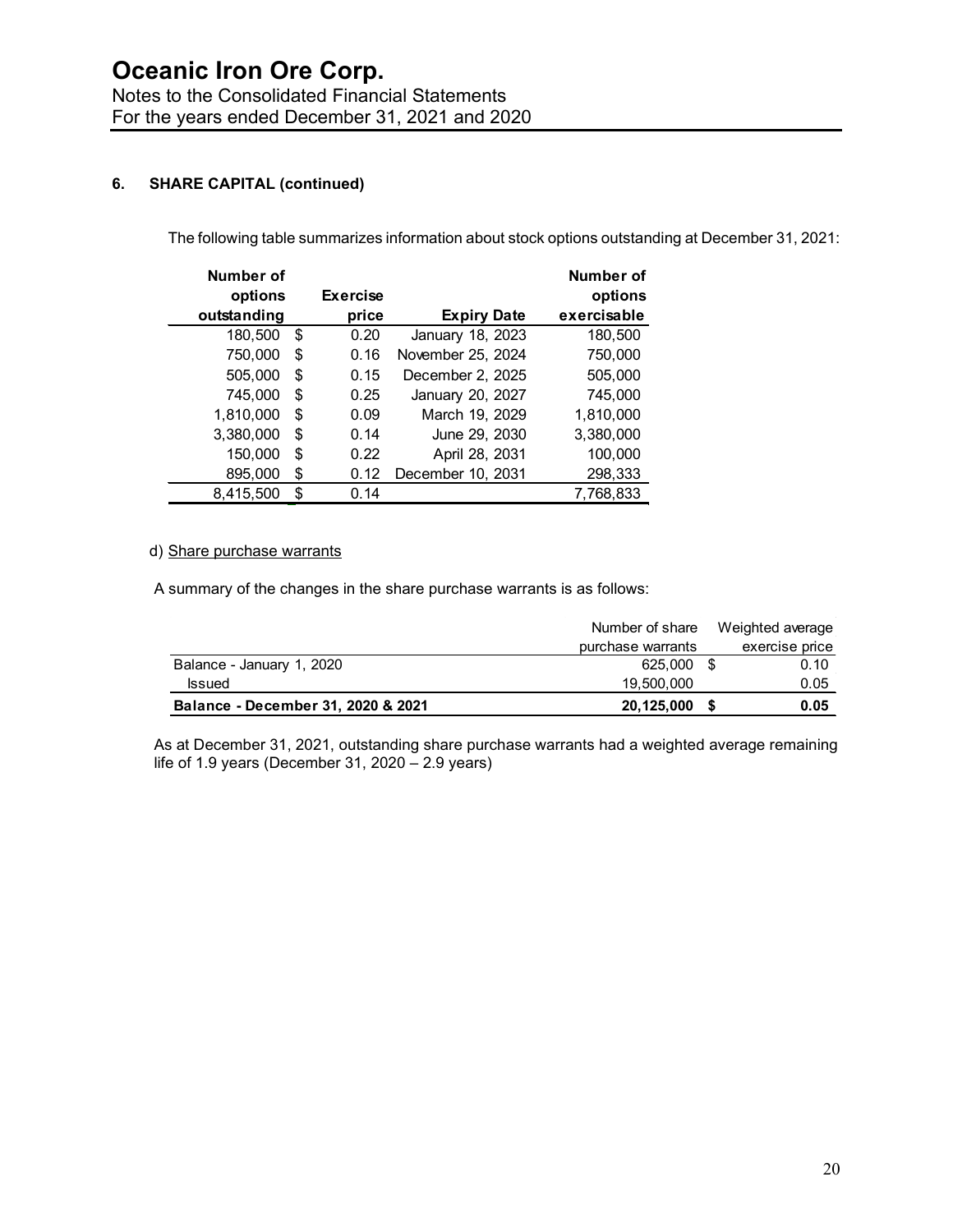## 6. SHARE CAPITAL (continued)

The following table summarizes information about stock options outstanding at December 31, 2021:

| Number of options outstanding | Exercise price | Expiry Date | Number of options exercisable |
|---|---|---|---|
| 180,500 | $ 0.20 | January 18, 2023 | 180,500 |
| 750,000 | $ 0.16 | November 25, 2024 | 750,000 |
| 505,000 | $ 0.15 | December 2, 2025 | 505,000 |
| 745,000 | $ 0.25 | January 20, 2027 | 745,000 |
| 1,810,000 | $ 0.09 | March 19, 2029 | 1,810,000 |
| 3,380,000 | $ 0.14 | June 29, 2030 | 3,380,000 |
| 150,000 | $ 0.22 | April 28, 2031 | 100,000 |
| 895,000 | $ 0.12 | December 10, 2031 | 298,333 |
| 8,415,500 | $ 0.14 | | 7,768,833 |

d) Share purchase warrants

A summary of the changes in the share purchase warrants is as follows:

| | Number of share purchase warrants | Weighted average exercise price |
|---|---|---|
| Balance - January 1, 2020 | 625,000 | $ 0.10 |
| Issued | 19,500,000 | 0.05 |
| **Balance - December 31, 2020 & 2021** | **20,125,000** | **$ 0.05** |

As at December 31, 2021, outstanding share purchase warrants had a weighted average remaining life of 1.9 years (December 31, 2020 – 2.9 years)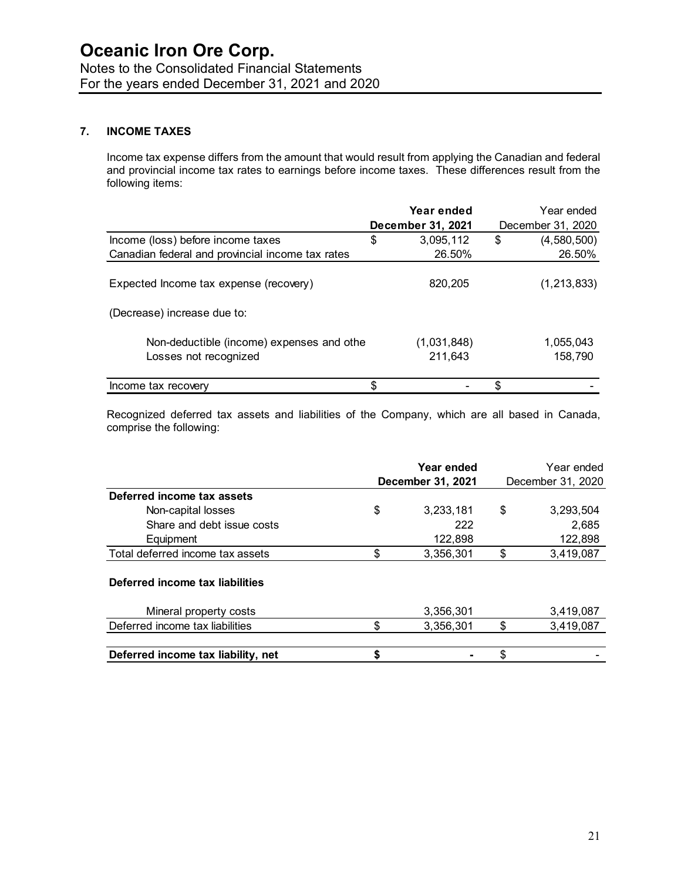# Oceanic Iron Ore Corp.

Notes to the Consolidated Financial Statements
For the years ended December 31, 2021 and 2020

## 7. INCOME TAXES

Income tax expense differs from the amount that would result from applying the Canadian and federal and provincial income tax rates to earnings before income taxes. These differences result from the following items:

| | **Year ended December 31, 2021** | Year ended December 31, 2020 |
|---|---|---|
| Income (loss) before income taxes | $ 3,095,112 | $ (4,580,500) |
| Canadian federal and provincial income tax rates | 26.50% | 26.50% |
| Expected Income tax expense (recovery) | 820,205 | (1,213,833) |
| (Decrease) increase due to: | | |
| Non-deductible (income) expenses and othe | (1,031,848) | 1,055,043 |
| Losses not recognized | 211,643 | 158,790 |
| Income tax recovery | $ - | $ - |

Recognized deferred tax assets and liabilities of the Company, which are all based in Canada, comprise the following:

| | **Year ended December 31, 2021** | Year ended December 31, 2020 |
|---|---|---|
| **Deferred income tax assets** | | |
| Non-capital losses | $ 3,233,181 | $ 3,293,504 |
| Share and debt issue costs | 222 | 2,685 |
| Equipment | 122,898 | 122,898 |
| Total deferred income tax assets | $ 3,356,301 | $ 3,419,087 |
| **Deferred income tax liabilities** | | |
| Mineral property costs | 3,356,301 | 3,419,087 |
| Deferred income tax liabilities | $ 3,356,301 | $ 3,419,087 |
| **Deferred income tax liability, net** | **$ -** | $ - |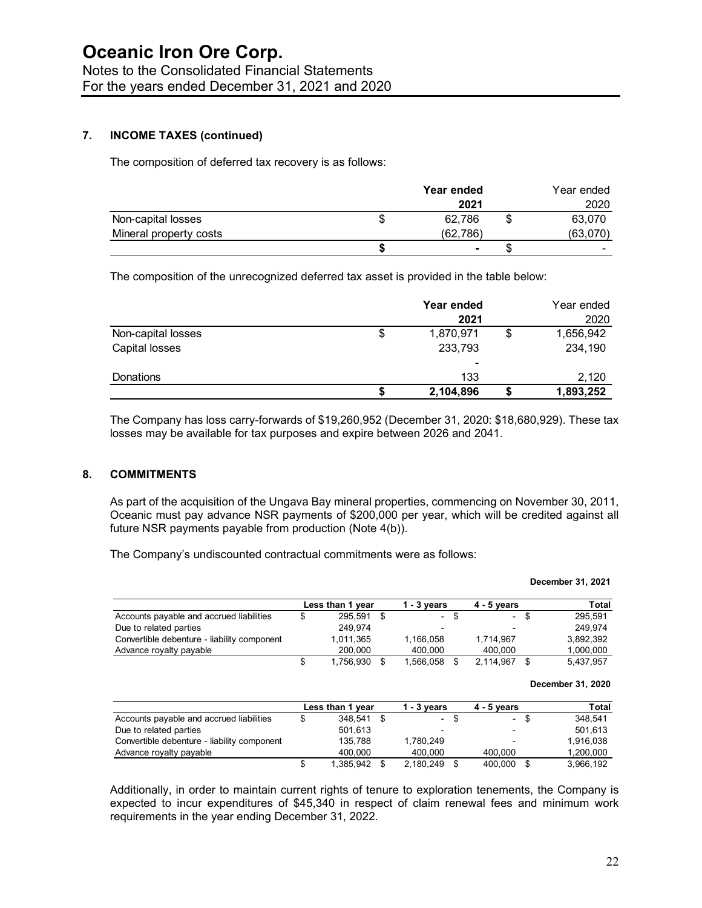## 7. INCOME TAXES (continued)

The composition of deferred tax recovery is as follows:

| | Year ended 2021 | Year ended 2020 |
|---|---|---|
| Non-capital losses | $ 62,786 | $ 63,070 |
| Mineral property costs | (62,786) | (63,070) |
| | **$ -** | $ - |

The composition of the unrecognized deferred tax asset is provided in the table below:

| | Year ended 2021 | Year ended 2020 |
|---|---|---|
| Non-capital losses | $ 1,870,971 | $ 1,656,942 |
| Capital losses | 233,793 | 234,190 |
| | - | |
| Donations | 133 | 2,120 |
| | **$ 2,104,896** | **$ 1,893,252** |

The Company has loss carry-forwards of $19,260,952 (December 31, 2020: $18,680,929). These tax losses may be available for tax purposes and expire between 2026 and 2041.

## 8. COMMITMENTS

As part of the acquisition of the Ungava Bay mineral properties, commencing on November 30, 2011, Oceanic must pay advance NSR payments of $200,000 per year, which will be credited against all future NSR payments payable from production (Note 4(b)).

The Company's undiscounted contractual commitments were as follows:

**December 31, 2021**

| | Less than 1 year | 1 - 3 years | 4 - 5 years | Total |
|---|---|---|---|---|
| Accounts payable and accrued liabilities | $ 295,591 | $ - | $ - | $ 295,591 |
| Due to related parties | 249,974 | - | - | 249,974 |
| Convertible debenture - liability component | 1,011,365 | 1,166,058 | 1,714,967 | 3,892,392 |
| Advance royalty payable | 200,000 | 400,000 | 400,000 | 1,000,000 |
| | $ 1,756,930 | $ 1,566,058 | $ 2,114,967 | $ 5,437,957 |

**December 31, 2020**

| | Less than 1 year | 1 - 3 years | 4 - 5 years | Total |
|---|---|---|---|---|
| Accounts payable and accrued liabilities | $ 348,541 | $ - | $ - | $ 348,541 |
| Due to related parties | 501,613 | - | - | 501,613 |
| Convertible debenture - liability component | 135,788 | 1,780,249 | - | 1,916,038 |
| Advance royalty payable | 400,000 | 400,000 | 400,000 | 1,200,000 |
| | $ 1,385,942 | $ 2,180,249 | $ 400,000 | $ 3,966,192 |

Additionally, in order to maintain current rights of tenure to exploration tenements, the Company is expected to incur expenditures of $45,340 in respect of claim renewal fees and minimum work requirements in the year ending December 31, 2022.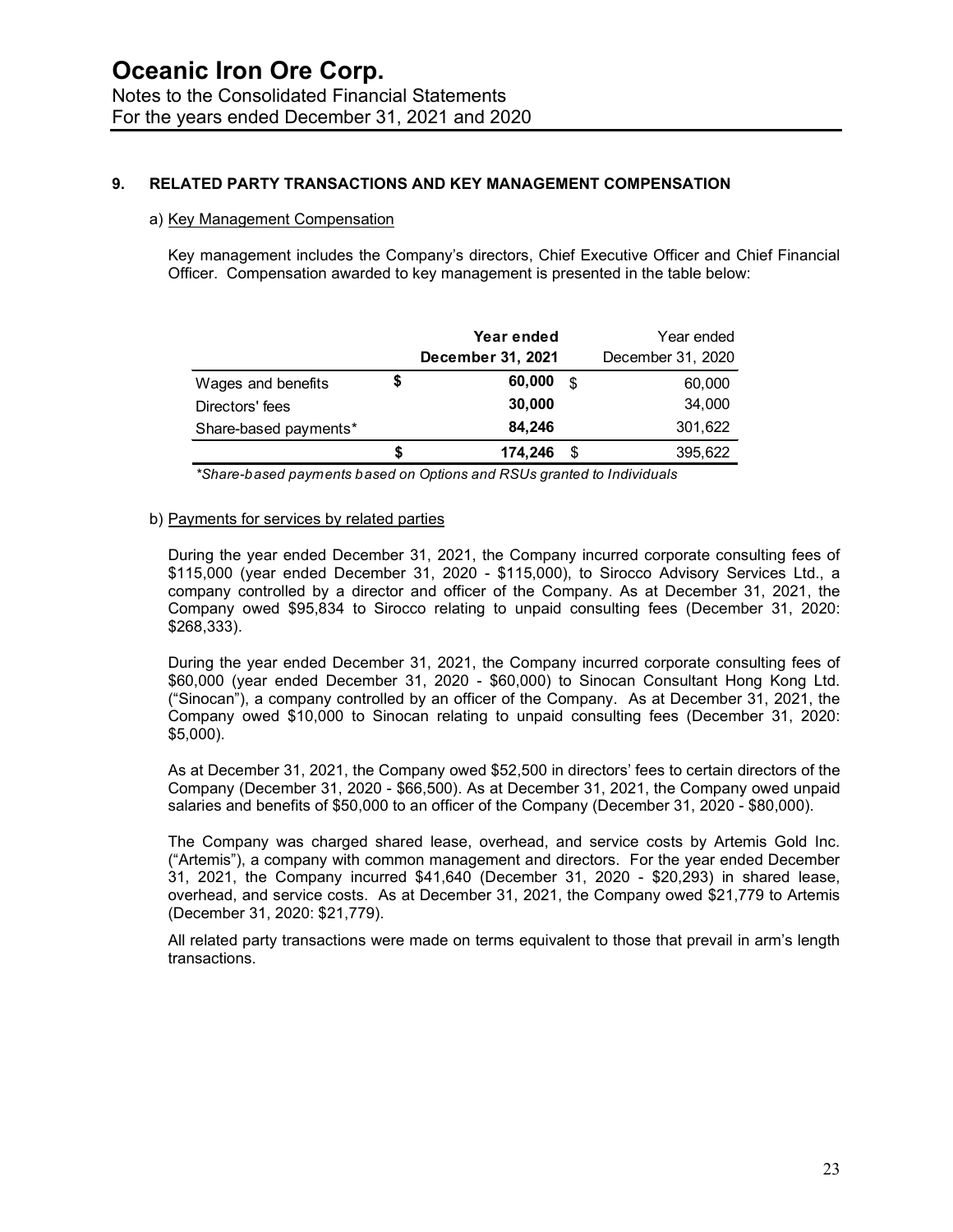# Oceanic Iron Ore Corp.

Notes to the Consolidated Financial Statements
For the years ended December 31, 2021 and 2020

## 9. RELATED PARTY TRANSACTIONS AND KEY MANAGEMENT COMPENSATION

### a) Key Management Compensation

Key management includes the Company's directors, Chief Executive Officer and Chief Financial Officer. Compensation awarded to key management is presented in the table below:

| | Year ended December 31, 2021 | Year ended December 31, 2020 |
|---|---|---|
| Wages and benefits | **$ 60,000** | $ 60,000 |
| Directors' fees | **30,000** | 34,000 |
| Share-based payments* | **84,246** | 301,622 |
| | **$ 174,246** | $ 395,622 |

*\*Share-based payments based on Options and RSUs granted to Individuals*

### b) Payments for services by related parties

During the year ended December 31, 2021, the Company incurred corporate consulting fees of $115,000 (year ended December 31, 2020 - $115,000), to Sirocco Advisory Services Ltd., a company controlled by a director and officer of the Company. As at December 31, 2021, the Company owed $95,834 to Sirocco relating to unpaid consulting fees (December 31, 2020: $268,333).

During the year ended December 31, 2021, the Company incurred corporate consulting fees of $60,000 (year ended December 31, 2020 - $60,000) to Sinocan Consultant Hong Kong Ltd. ("Sinocan"), a company controlled by an officer of the Company. As at December 31, 2021, the Company owed $10,000 to Sinocan relating to unpaid consulting fees (December 31, 2020: $5,000).

As at December 31, 2021, the Company owed $52,500 in directors' fees to certain directors of the Company (December 31, 2020 - $66,500). As at December 31, 2021, the Company owed unpaid salaries and benefits of $50,000 to an officer of the Company (December 31, 2020 - $80,000).

The Company was charged shared lease, overhead, and service costs by Artemis Gold Inc. ("Artemis"), a company with common management and directors. For the year ended December 31, 2021, the Company incurred $41,640 (December 31, 2020 - $20,293) in shared lease, overhead, and service costs. As at December 31, 2021, the Company owed $21,779 to Artemis (December 31, 2020: $21,779).

All related party transactions were made on terms equivalent to those that prevail in arm's length transactions.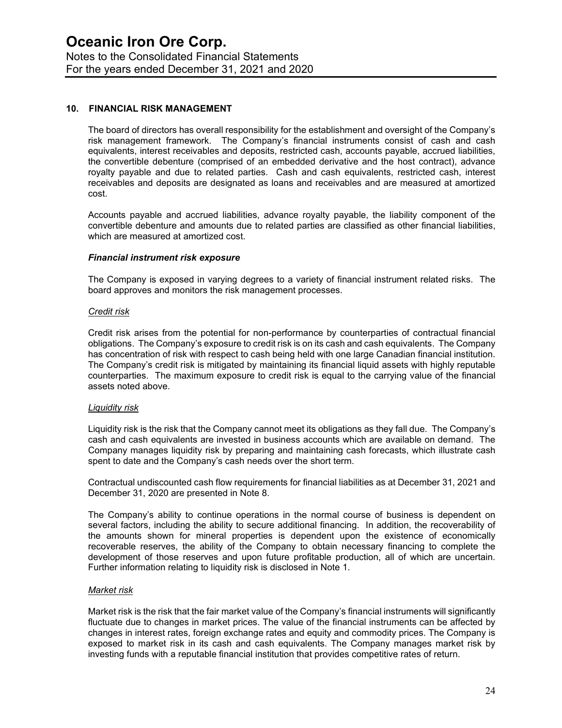## 10. FINANCIAL RISK MANAGEMENT

The board of directors has overall responsibility for the establishment and oversight of the Company's risk management framework. The Company's financial instruments consist of cash and cash equivalents, interest receivables and deposits, restricted cash, accounts payable, accrued liabilities, the convertible debenture (comprised of an embedded derivative and the host contract), advance royalty payable and due to related parties. Cash and cash equivalents, restricted cash, interest receivables and deposits are designated as loans and receivables and are measured at amortized cost.

Accounts payable and accrued liabilities, advance royalty payable, the liability component of the convertible debenture and amounts due to related parties are classified as other financial liabilities, which are measured at amortized cost.

### *Financial instrument risk exposure*

The Company is exposed in varying degrees to a variety of financial instrument related risks. The board approves and monitors the risk management processes.

#### *Credit risk*

Credit risk arises from the potential for non-performance by counterparties of contractual financial obligations. The Company's exposure to credit risk is on its cash and cash equivalents. The Company has concentration of risk with respect to cash being held with one large Canadian financial institution. The Company's credit risk is mitigated by maintaining its financial liquid assets with highly reputable counterparties. The maximum exposure to credit risk is equal to the carrying value of the financial assets noted above.

#### *Liquidity risk*

Liquidity risk is the risk that the Company cannot meet its obligations as they fall due. The Company's cash and cash equivalents are invested in business accounts which are available on demand. The Company manages liquidity risk by preparing and maintaining cash forecasts, which illustrate cash spent to date and the Company's cash needs over the short term.

Contractual undiscounted cash flow requirements for financial liabilities as at December 31, 2021 and December 31, 2020 are presented in Note 8.

The Company's ability to continue operations in the normal course of business is dependent on several factors, including the ability to secure additional financing. In addition, the recoverability of the amounts shown for mineral properties is dependent upon the existence of economically recoverable reserves, the ability of the Company to obtain necessary financing to complete the development of those reserves and upon future profitable production, all of which are uncertain. Further information relating to liquidity risk is disclosed in Note 1.

#### *Market risk*

Market risk is the risk that the fair market value of the Company's financial instruments will significantly fluctuate due to changes in market prices. The value of the financial instruments can be affected by changes in interest rates, foreign exchange rates and equity and commodity prices. The Company is exposed to market risk in its cash and cash equivalents. The Company manages market risk by investing funds with a reputable financial institution that provides competitive rates of return.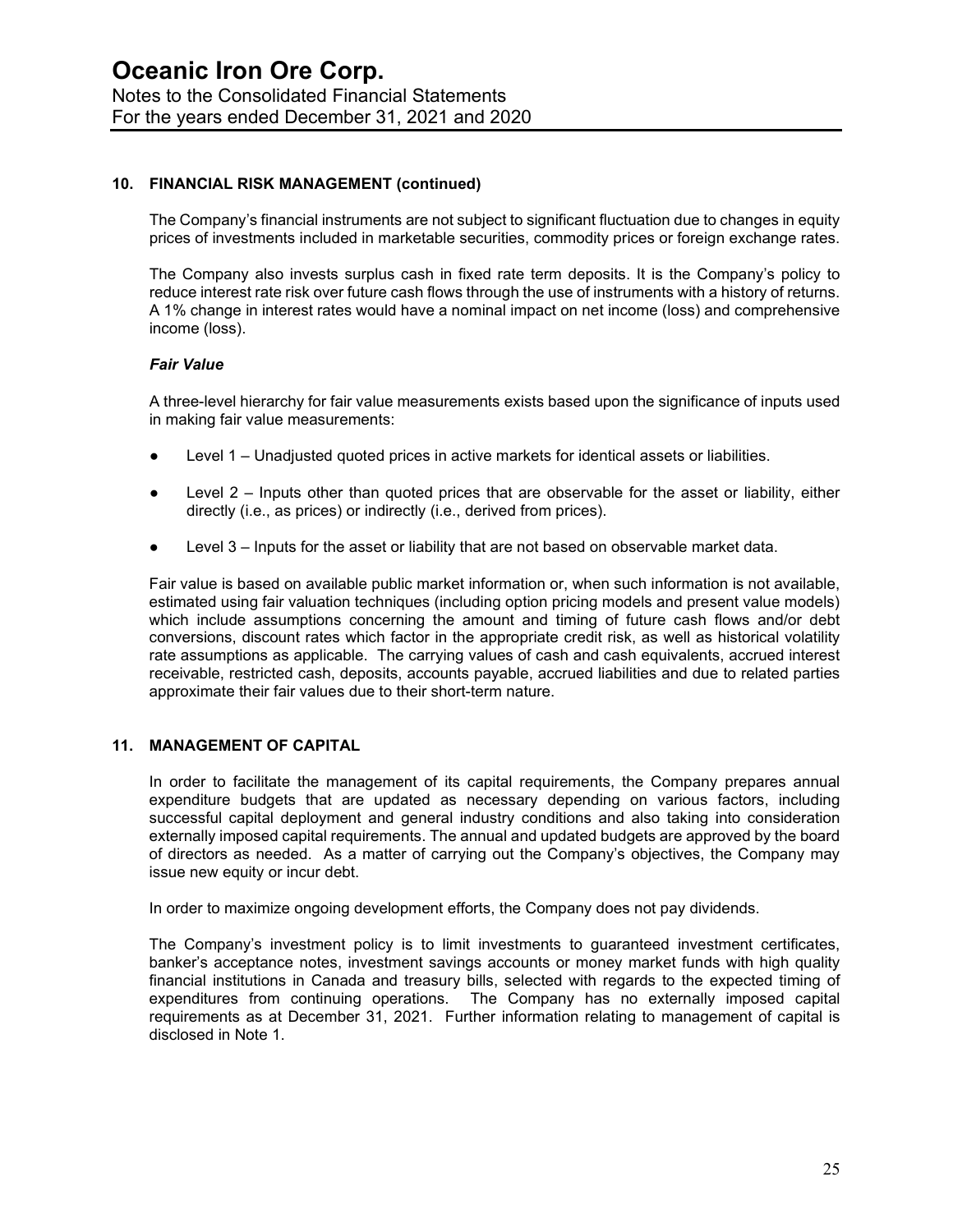## 10. FINANCIAL RISK MANAGEMENT (continued)

The Company's financial instruments are not subject to significant fluctuation due to changes in equity prices of investments included in marketable securities, commodity prices or foreign exchange rates.

The Company also invests surplus cash in fixed rate term deposits. It is the Company's policy to reduce interest rate risk over future cash flows through the use of instruments with a history of returns. A 1% change in interest rates would have a nominal impact on net income (loss) and comprehensive income (loss).

### *Fair Value*

A three-level hierarchy for fair value measurements exists based upon the significance of inputs used in making fair value measurements:

- Level 1 – Unadjusted quoted prices in active markets for identical assets or liabilities.
- Level 2 – Inputs other than quoted prices that are observable for the asset or liability, either directly (i.e., as prices) or indirectly (i.e., derived from prices).
- Level 3 – Inputs for the asset or liability that are not based on observable market data.

Fair value is based on available public market information or, when such information is not available, estimated using fair valuation techniques (including option pricing models and present value models) which include assumptions concerning the amount and timing of future cash flows and/or debt conversions, discount rates which factor in the appropriate credit risk, as well as historical volatility rate assumptions as applicable. The carrying values of cash and cash equivalents, accrued interest receivable, restricted cash, deposits, accounts payable, accrued liabilities and due to related parties approximate their fair values due to their short-term nature.

## 11. MANAGEMENT OF CAPITAL

In order to facilitate the management of its capital requirements, the Company prepares annual expenditure budgets that are updated as necessary depending on various factors, including successful capital deployment and general industry conditions and also taking into consideration externally imposed capital requirements. The annual and updated budgets are approved by the board of directors as needed. As a matter of carrying out the Company's objectives, the Company may issue new equity or incur debt.

In order to maximize ongoing development efforts, the Company does not pay dividends.

The Company's investment policy is to limit investments to guaranteed investment certificates, banker's acceptance notes, investment savings accounts or money market funds with high quality financial institutions in Canada and treasury bills, selected with regards to the expected timing of expenditures from continuing operations. The Company has no externally imposed capital requirements as at December 31, 2021. Further information relating to management of capital is disclosed in Note 1.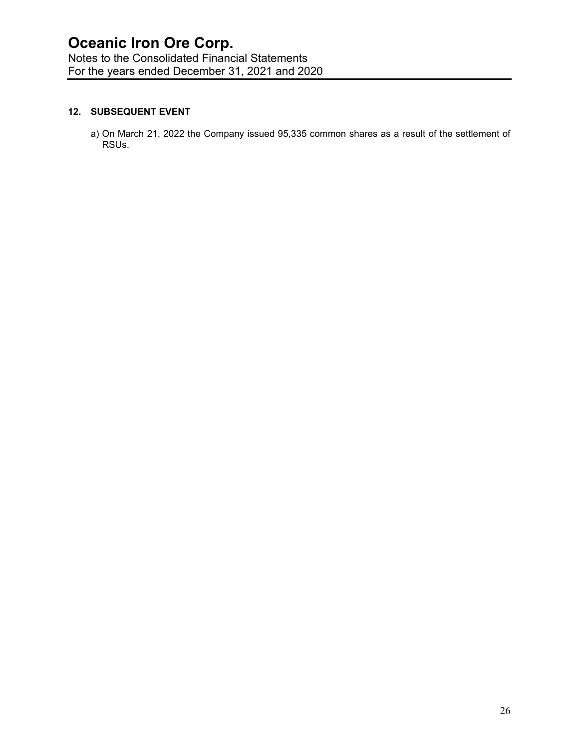## 12. SUBSEQUENT EVENT

a) On March 21, 2022 the Company issued 95,335 common shares as a result of the settlement of RSUs.